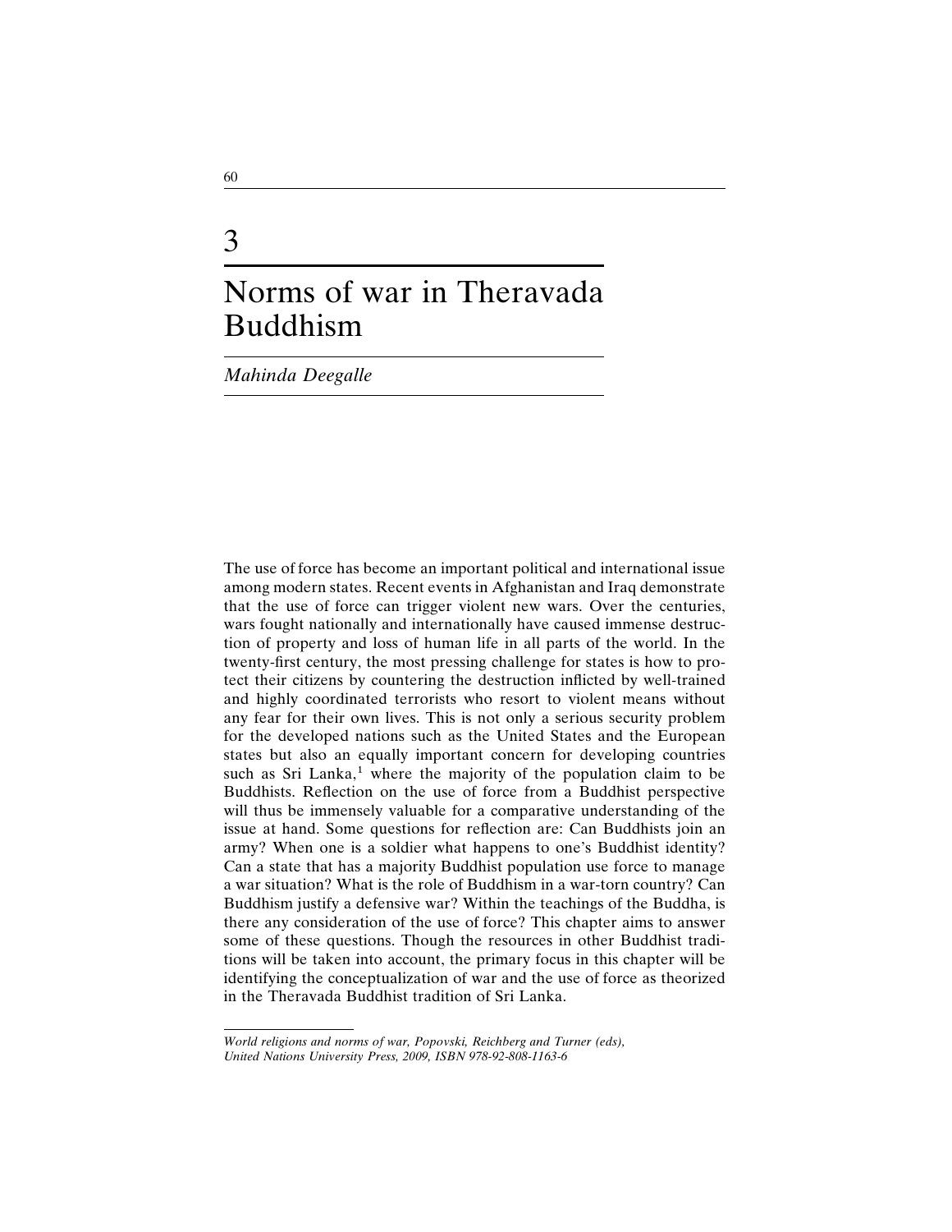# 3

# Norms of war in Theravada Buddhism

*Mahinda Deegalle*

The use of force has become an important political and international issue among modern states. Recent events in Afghanistan and Iraq demonstrate that the use of force can trigger violent new wars. Over the centuries, wars fought nationally and internationally have caused immense destruction of property and loss of human life in all parts of the world. In the twenty-first century, the most pressing challenge for states is how to protect their citizens by countering the destruction inflicted by well-trained and highly coordinated terrorists who resort to violent means without any fear for their own lives. This is not only a serious security problem for the developed nations such as the United States and the European states but also an equally important concern for developing countries such as Sri Lanka,[1] where the majority of the population claim to be Buddhists. Reflection on the use of force from a Buddhist perspective will thus be immensely valuable for a comparative understanding of the issue at hand. Some questions for reflection are: Can Buddhists join an army? When one is a soldier what happens to one's Buddhist identity? Can a state that has a majority Buddhist population use force to manage a war situation? What is the role of Buddhism in a war-torn country? Can Buddhism justify a defensive war? Within the teachings of the Buddha, is there any consideration of the use of force? This chapter aims to answer some of these questions. Though the resources in other Buddhist traditions will be taken into account, the primary focus in this chapter will be identifying the conceptualization of war and the use of force as theorized in the Theravada Buddhist tradition of Sri Lanka.

*World religions and norms of war, Popovski, Reichberg and Turner (eds), United Nations University Press, 2009, ISBN 978-92-808-1163-6*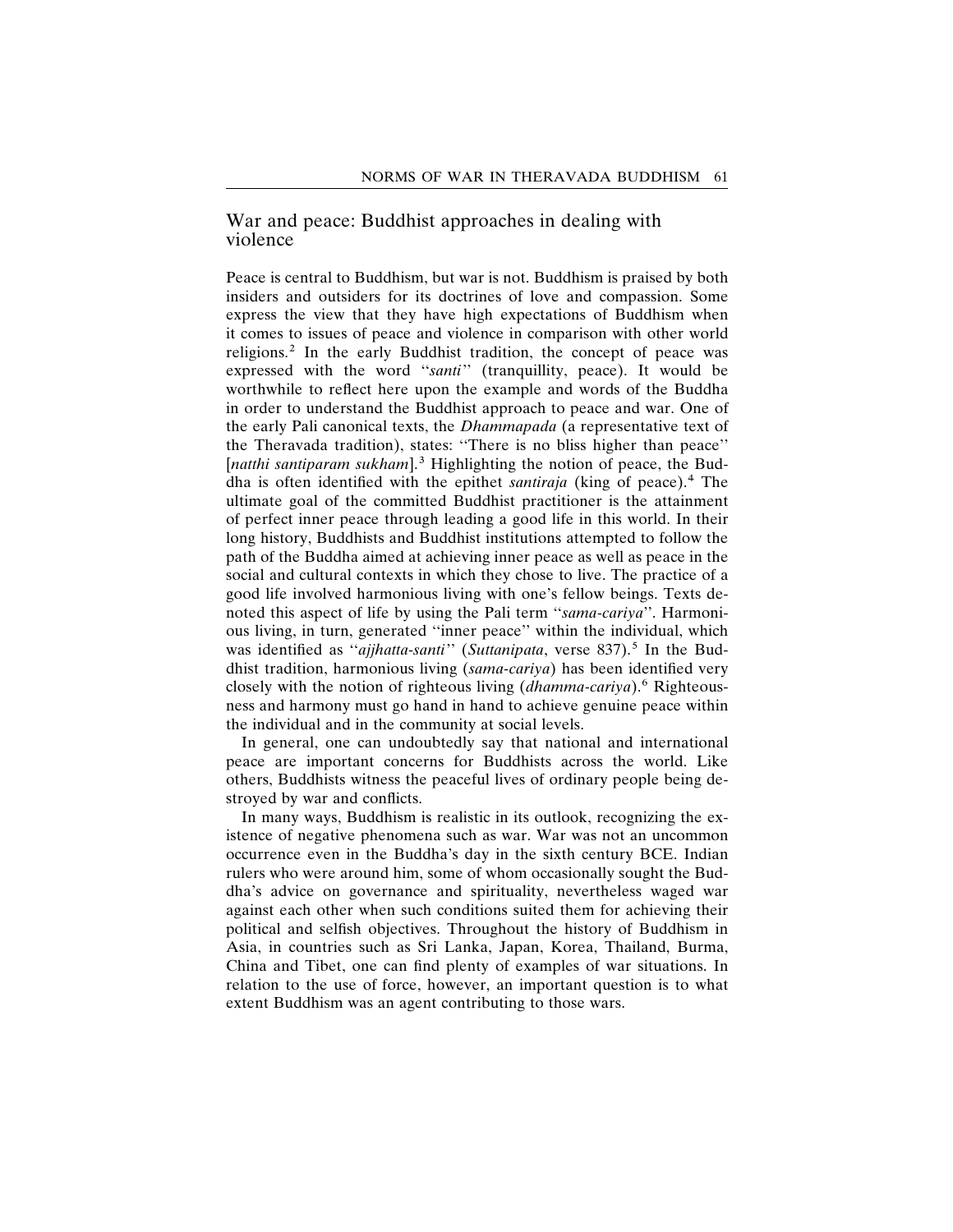## War and peace: Buddhist approaches in dealing with violence

Peace is central to Buddhism, but war is not. Buddhism is praised by both insiders and outsiders for its doctrines of love and compassion. Some express the view that they have high expectations of Buddhism when it comes to issues of peace and violence in comparison with other world religions.[2] In the early Buddhist tradition, the concept of peace was expressed with the word "*santi*" (tranquillity, peace). It would be worthwhile to reflect here upon the example and words of the Buddha in order to understand the Buddhist approach to peace and war. One of the early Pali canonical texts, the *Dhammapada* (a representative text of the Theravada tradition), states: "There is no bliss higher than peace" [*natthi santiparam sukham*].[3] Highlighting the notion of peace, the Buddha is often identified with the epithet *santiraja* (king of peace).[4] The ultimate goal of the committed Buddhist practitioner is the attainment of perfect inner peace through leading a good life in this world. In their long history, Buddhists and Buddhist institutions attempted to follow the path of the Buddha aimed at achieving inner peace as well as peace in the social and cultural contexts in which they chose to live. The practice of a good life involved harmonious living with one's fellow beings. Texts denoted this aspect of life by using the Pali term "*sama-cariya*". Harmonious living, in turn, generated "inner peace" within the individual, which was identified as "*ajjhatta-santi*" (*Suttanipata*, verse 837).[5] In the Buddhist tradition, harmonious living (*sama-cariya*) has been identified very closely with the notion of righteous living (*dhamma-cariya*).[6] Righteousness and harmony must go hand in hand to achieve genuine peace within the individual and in the community at social levels.

In general, one can undoubtedly say that national and international peace are important concerns for Buddhists across the world. Like others, Buddhists witness the peaceful lives of ordinary people being destroyed by war and conflicts.

In many ways, Buddhism is realistic in its outlook, recognizing the existence of negative phenomena such as war. War was not an uncommon occurrence even in the Buddha's day in the sixth century BCE. Indian rulers who were around him, some of whom occasionally sought the Buddha's advice on governance and spirituality, nevertheless waged war against each other when such conditions suited them for achieving their political and selfish objectives. Throughout the history of Buddhism in Asia, in countries such as Sri Lanka, Japan, Korea, Thailand, Burma, China and Tibet, one can find plenty of examples of war situations. In relation to the use of force, however, an important question is to what extent Buddhism was an agent contributing to those wars.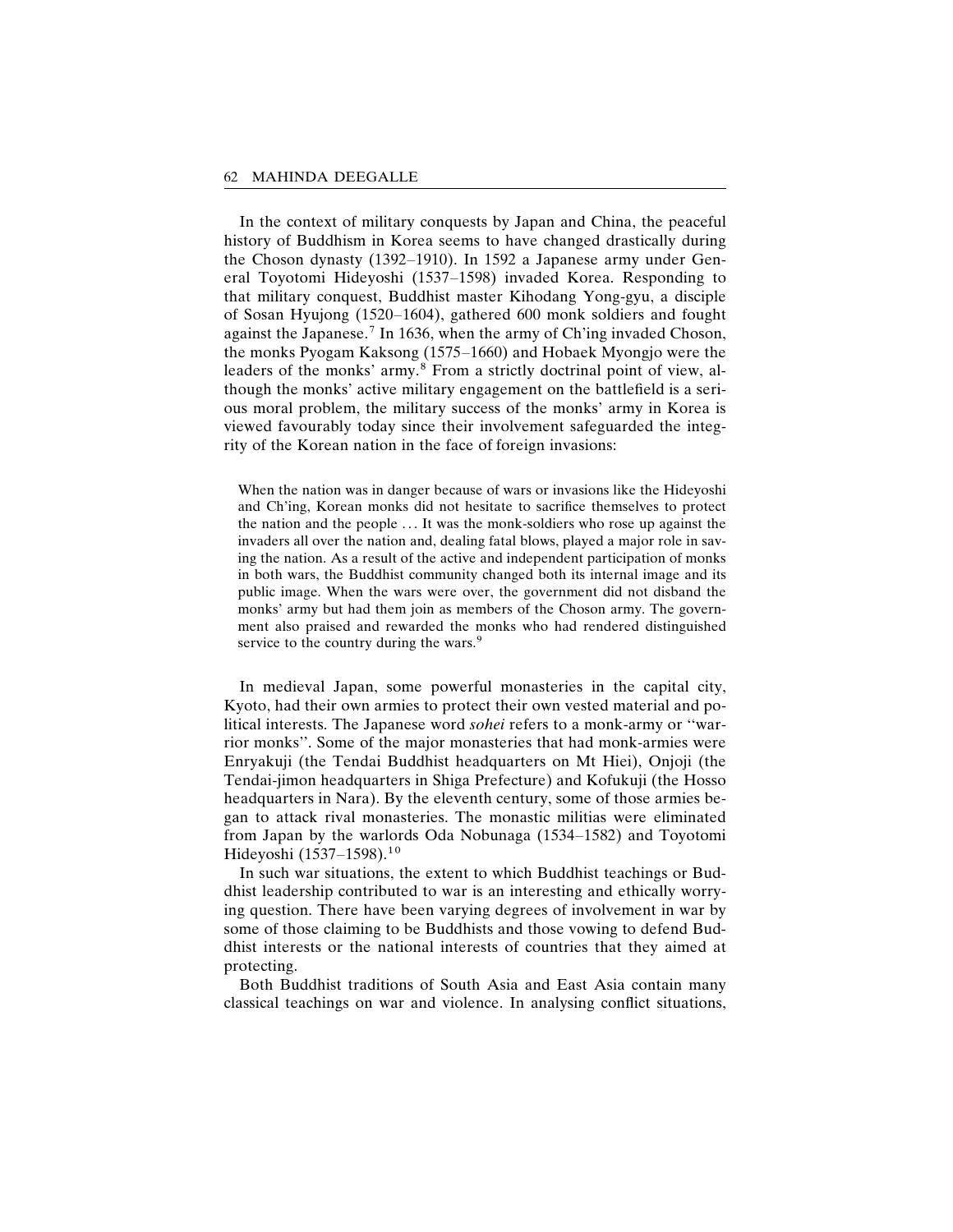In the context of military conquests by Japan and China, the peaceful history of Buddhism in Korea seems to have changed drastically during the Choson dynasty (1392–1910). In 1592 a Japanese army under General Toyotomi Hideyoshi (1537–1598) invaded Korea. Responding to that military conquest, Buddhist master Kihodang Yong-gyu, a disciple of Sosan Hyujong (1520–1604), gathered 600 monk soldiers and fought against the Japanese.[7] In 1636, when the army of Ch'ing invaded Choson, the monks Pyogam Kaksong (1575–1660) and Hobaek Myongjo were the leaders of the monks' army.[8] From a strictly doctrinal point of view, although the monks' active military engagement on the battlefield is a serious moral problem, the military success of the monks' army in Korea is viewed favourably today since their involvement safeguarded the integrity of the Korean nation in the face of foreign invasions:

> When the nation was in danger because of wars or invasions like the Hideyoshi and Ch'ing, Korean monks did not hesitate to sacrifice themselves to protect the nation and the people ... It was the monk-soldiers who rose up against the invaders all over the nation and, dealing fatal blows, played a major role in saving the nation. As a result of the active and independent participation of monks in both wars, the Buddhist community changed both its internal image and its public image. When the wars were over, the government did not disband the monks' army but had them join as members of the Choson army. The government also praised and rewarded the monks who had rendered distinguished service to the country during the wars.[9]

In medieval Japan, some powerful monasteries in the capital city, Kyoto, had their own armies to protect their own vested material and political interests. The Japanese word *sohei* refers to a monk-army or "warrior monks". Some of the major monasteries that had monk-armies were Enryakuji (the Tendai Buddhist headquarters on Mt Hiei), Onjoji (the Tendai-jimon headquarters in Shiga Prefecture) and Kofukuji (the Hosso headquarters in Nara). By the eleventh century, some of those armies began to attack rival monasteries. The monastic militias were eliminated from Japan by the warlords Oda Nobunaga (1534–1582) and Toyotomi Hideyoshi (1537–1598).[10]

In such war situations, the extent to which Buddhist teachings or Buddhist leadership contributed to war is an interesting and ethically worrying question. There have been varying degrees of involvement in war by some of those claiming to be Buddhists and those vowing to defend Buddhist interests or the national interests of countries that they aimed at protecting.

Both Buddhist traditions of South Asia and East Asia contain many classical teachings on war and violence. In analysing conflict situations,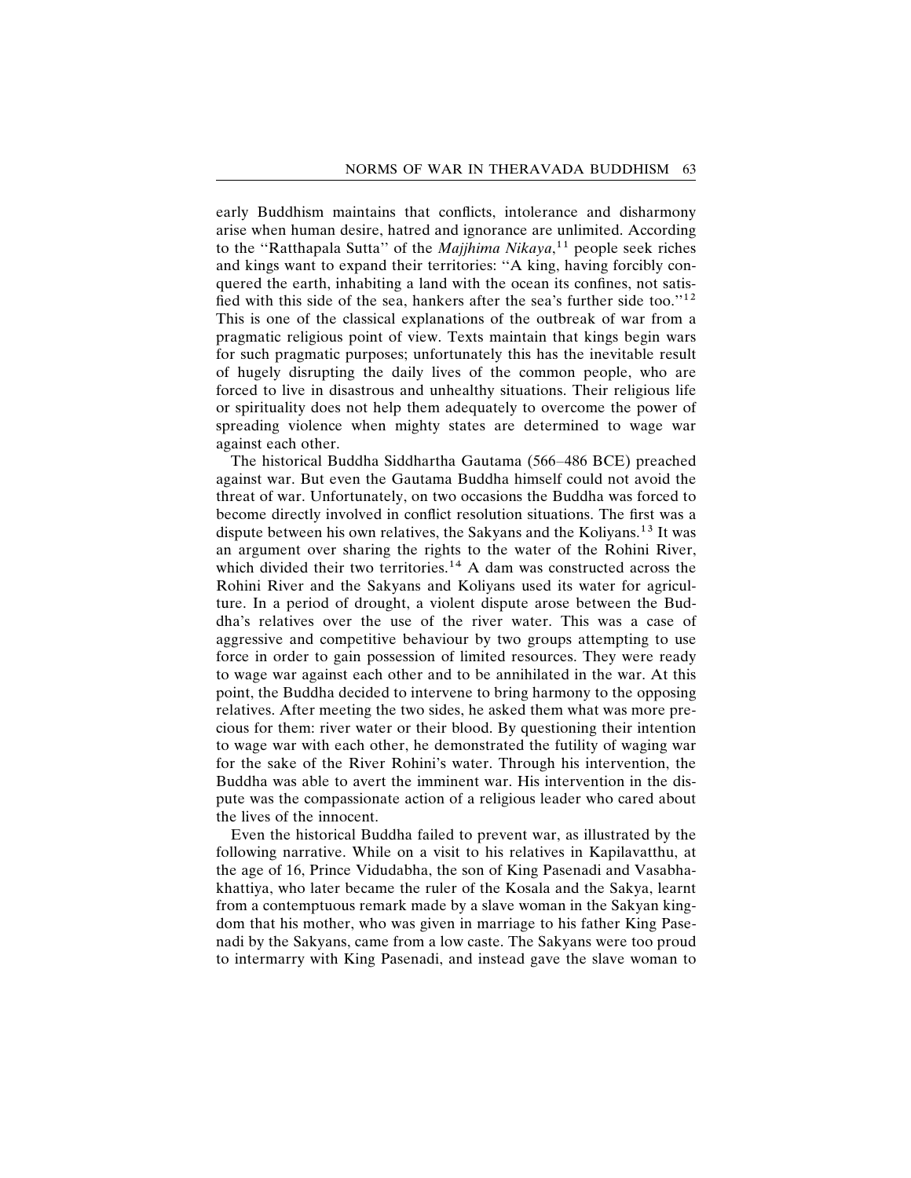early Buddhism maintains that conflicts, intolerance and disharmony arise when human desire, hatred and ignorance are unlimited. According to the ''Ratthapala Sutta'' of the *Majjhima Nikaya*,[11] people seek riches and kings want to expand their territories: ''A king, having forcibly conquered the earth, inhabiting a land with the ocean its confines, not satisfied with this side of the sea, hankers after the sea's further side too.''[12] This is one of the classical explanations of the outbreak of war from a pragmatic religious point of view. Texts maintain that kings begin wars for such pragmatic purposes; unfortunately this has the inevitable result of hugely disrupting the daily lives of the common people, who are forced to live in disastrous and unhealthy situations. Their religious life or spirituality does not help them adequately to overcome the power of spreading violence when mighty states are determined to wage war against each other.

The historical Buddha Siddhartha Gautama (566–486 BCE) preached against war. But even the Gautama Buddha himself could not avoid the threat of war. Unfortunately, on two occasions the Buddha was forced to become directly involved in conflict resolution situations. The first was a dispute between his own relatives, the Sakyans and the Koliyans.[13] It was an argument over sharing the rights to the water of the Rohini River, which divided their two territories.[14] A dam was constructed across the Rohini River and the Sakyans and Koliyans used its water for agriculture. In a period of drought, a violent dispute arose between the Buddha's relatives over the use of the river water. This was a case of aggressive and competitive behaviour by two groups attempting to use force in order to gain possession of limited resources. They were ready to wage war against each other and to be annihilated in the war. At this point, the Buddha decided to intervene to bring harmony to the opposing relatives. After meeting the two sides, he asked them what was more precious for them: river water or their blood. By questioning their intention to wage war with each other, he demonstrated the futility of waging war for the sake of the River Rohini's water. Through his intervention, the Buddha was able to avert the imminent war. His intervention in the dispute was the compassionate action of a religious leader who cared about the lives of the innocent.

Even the historical Buddha failed to prevent war, as illustrated by the following narrative. While on a visit to his relatives in Kapilavatthu, at the age of 16, Prince Vidudabha, the son of King Pasenadi and Vasabhakhattiya, who later became the ruler of the Kosala and the Sakya, learnt from a contemptuous remark made by a slave woman in the Sakyan kingdom that his mother, who was given in marriage to his father King Pasenadi by the Sakyans, came from a low caste. The Sakyans were too proud to intermarry with King Pasenadi, and instead gave the slave woman to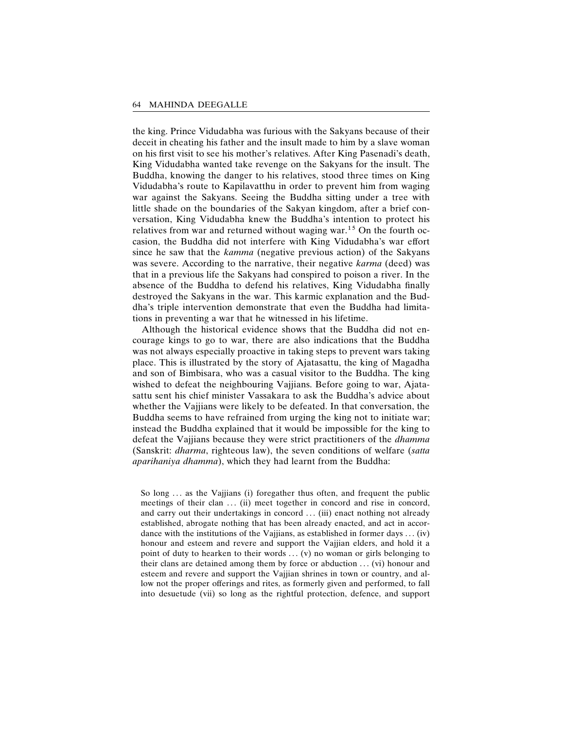the king. Prince Vidudabha was furious with the Sakyans because of their deceit in cheating his father and the insult made to him by a slave woman on his first visit to see his mother's relatives. After King Pasenadi's death, King Vidudabha wanted take revenge on the Sakyans for the insult. The Buddha, knowing the danger to his relatives, stood three times on King Vidudabha's route to Kapilavatthu in order to prevent him from waging war against the Sakyans. Seeing the Buddha sitting under a tree with little shade on the boundaries of the Sakyan kingdom, after a brief conversation, King Vidudabha knew the Buddha's intention to protect his relatives from war and returned without waging war.[15] On the fourth occasion, the Buddha did not interfere with King Vidudabha's war effort since he saw that the *kamma* (negative previous action) of the Sakyans was severe. According to the narrative, their negative *karma* (deed) was that in a previous life the Sakyans had conspired to poison a river. In the absence of the Buddha to defend his relatives, King Vidudabha finally destroyed the Sakyans in the war. This karmic explanation and the Buddha's triple intervention demonstrate that even the Buddha had limitations in preventing a war that he witnessed in his lifetime.

Although the historical evidence shows that the Buddha did not encourage kings to go to war, there are also indications that the Buddha was not always especially proactive in taking steps to prevent wars taking place. This is illustrated by the story of Ajatasattu, the king of Magadha and son of Bimbisara, who was a casual visitor to the Buddha. The king wished to defeat the neighbouring Vajjians. Before going to war, Ajatasattu sent his chief minister Vassakara to ask the Buddha's advice about whether the Vajjians were likely to be defeated. In that conversation, the Buddha seems to have refrained from urging the king not to initiate war; instead the Buddha explained that it would be impossible for the king to defeat the Vajjians because they were strict practitioners of the *dhamma* (Sanskrit: *dharma*, righteous law), the seven conditions of welfare (*satta aparihaniya dhamma*), which they had learnt from the Buddha:

> So long ... as the Vajjians (i) foregather thus often, and frequent the public meetings of their clan ... (ii) meet together in concord and rise in concord, and carry out their undertakings in concord ... (iii) enact nothing not already established, abrogate nothing that has been already enacted, and act in accordance with the institutions of the Vajjians, as established in former days ... (iv) honour and esteem and revere and support the Vajjian elders, and hold it a point of duty to hearken to their words ... (v) no woman or girls belonging to their clans are detained among them by force or abduction ... (vi) honour and esteem and revere and support the Vajjian shrines in town or country, and allow not the proper offerings and rites, as formerly given and performed, to fall into desuetude (vii) so long as the rightful protection, defence, and support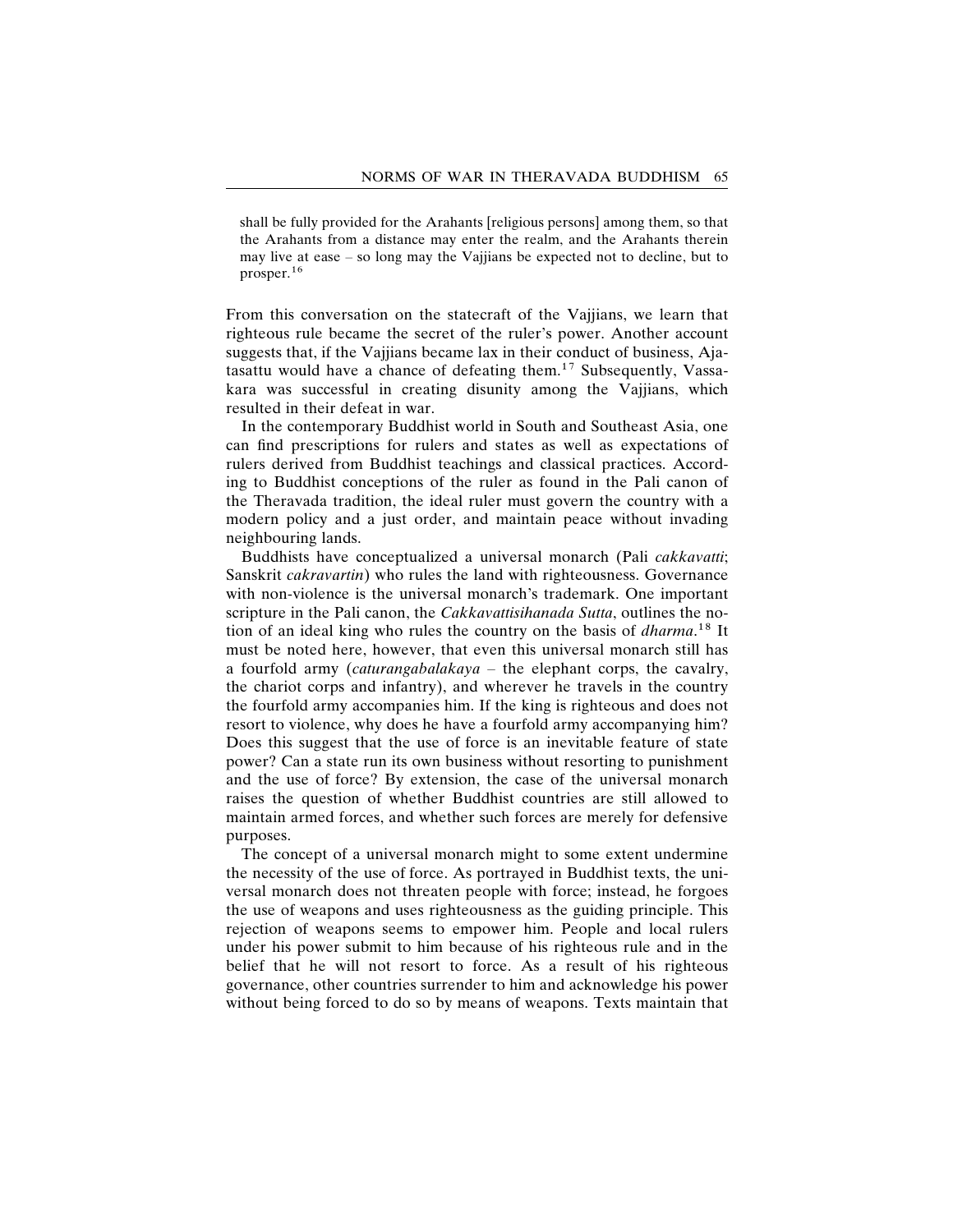> shall be fully provided for the Arahants [religious persons] among them, so that the Arahants from a distance may enter the realm, and the Arahants therein may live at ease – so long may the Vajjians be expected not to decline, but to prosper.[16]

From this conversation on the statecraft of the Vajjians, we learn that righteous rule became the secret of the ruler's power. Another account suggests that, if the Vajjians became lax in their conduct of business, Ajatasattu would have a chance of defeating them.[17] Subsequently, Vassakara was successful in creating disunity among the Vajjians, which resulted in their defeat in war.

In the contemporary Buddhist world in South and Southeast Asia, one can find prescriptions for rulers and states as well as expectations of rulers derived from Buddhist teachings and classical practices. According to Buddhist conceptions of the ruler as found in the Pali canon of the Theravada tradition, the ideal ruler must govern the country with a modern policy and a just order, and maintain peace without invading neighbouring lands.

Buddhists have conceptualized a universal monarch (Pali *cakkavatti*; Sanskrit *cakravartin*) who rules the land with righteousness. Governance with non-violence is the universal monarch's trademark. One important scripture in the Pali canon, the *Cakkavattisihanada Sutta*, outlines the notion of an ideal king who rules the country on the basis of *dharma*.[18] It must be noted here, however, that even this universal monarch still has a fourfold army (*caturangabalakaya* – the elephant corps, the cavalry, the chariot corps and infantry), and wherever he travels in the country the fourfold army accompanies him. If the king is righteous and does not resort to violence, why does he have a fourfold army accompanying him? Does this suggest that the use of force is an inevitable feature of state power? Can a state run its own business without resorting to punishment and the use of force? By extension, the case of the universal monarch raises the question of whether Buddhist countries are still allowed to maintain armed forces, and whether such forces are merely for defensive purposes.

The concept of a universal monarch might to some extent undermine the necessity of the use of force. As portrayed in Buddhist texts, the universal monarch does not threaten people with force; instead, he forgoes the use of weapons and uses righteousness as the guiding principle. This rejection of weapons seems to empower him. People and local rulers under his power submit to him because of his righteous rule and in the belief that he will not resort to force. As a result of his righteous governance, other countries surrender to him and acknowledge his power without being forced to do so by means of weapons. Texts maintain that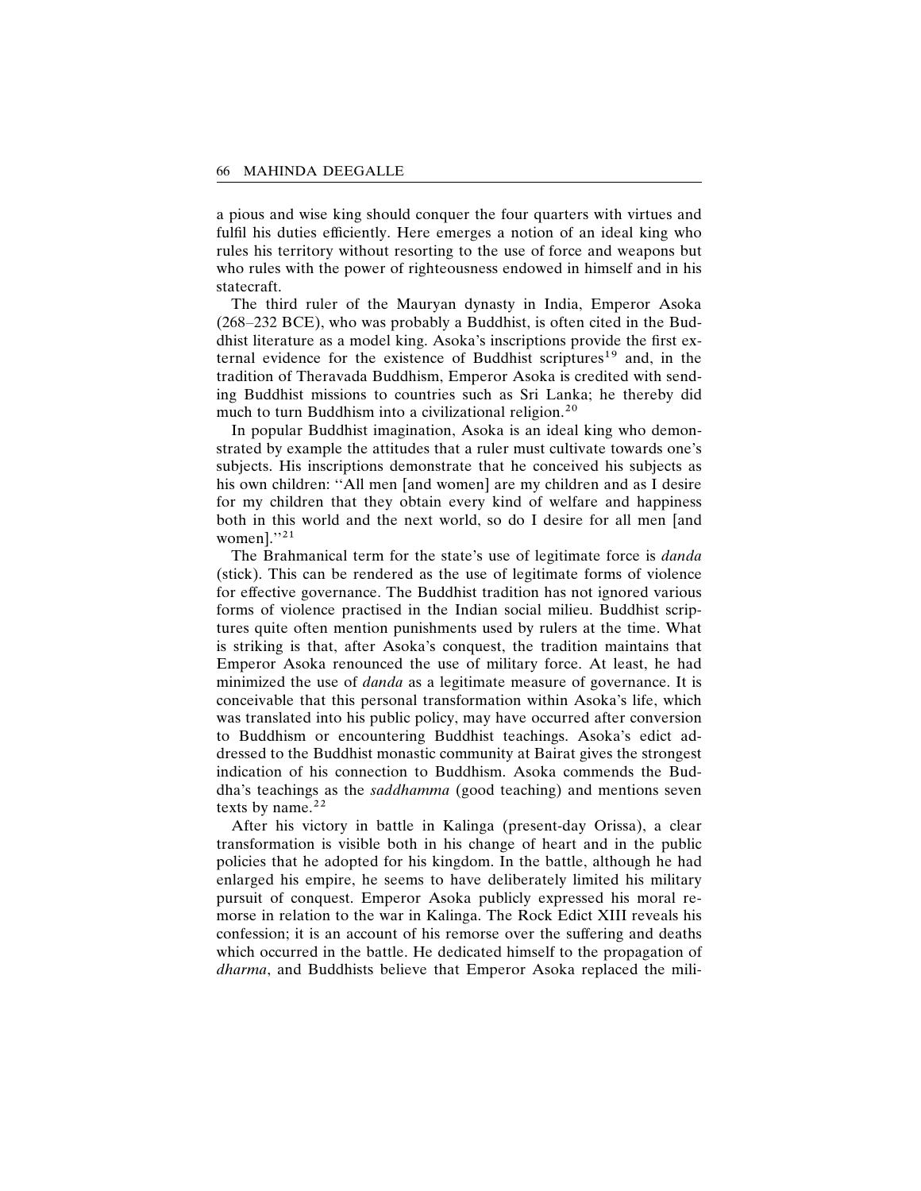a pious and wise king should conquer the four quarters with virtues and fulfil his duties efficiently. Here emerges a notion of an ideal king who rules his territory without resorting to the use of force and weapons but who rules with the power of righteousness endowed in himself and in his statecraft.

The third ruler of the Mauryan dynasty in India, Emperor Asoka (268–232 BCE), who was probably a Buddhist, is often cited in the Buddhist literature as a model king. Asoka's inscriptions provide the first external evidence for the existence of Buddhist scriptures[19] and, in the tradition of Theravada Buddhism, Emperor Asoka is credited with sending Buddhist missions to countries such as Sri Lanka; he thereby did much to turn Buddhism into a civilizational religion.[20]

In popular Buddhist imagination, Asoka is an ideal king who demonstrated by example the attitudes that a ruler must cultivate towards one's subjects. His inscriptions demonstrate that he conceived his subjects as his own children: "All men [and women] are my children and as I desire for my children that they obtain every kind of welfare and happiness both in this world and the next world, so do I desire for all men [and women]."[21]

The Brahmanical term for the state's use of legitimate force is *danda* (stick). This can be rendered as the use of legitimate forms of violence for effective governance. The Buddhist tradition has not ignored various forms of violence practised in the Indian social milieu. Buddhist scriptures quite often mention punishments used by rulers at the time. What is striking is that, after Asoka's conquest, the tradition maintains that Emperor Asoka renounced the use of military force. At least, he had minimized the use of *danda* as a legitimate measure of governance. It is conceivable that this personal transformation within Asoka's life, which was translated into his public policy, may have occurred after conversion to Buddhism or encountering Buddhist teachings. Asoka's edict addressed to the Buddhist monastic community at Bairat gives the strongest indication of his connection to Buddhism. Asoka commends the Buddha's teachings as the *saddhamma* (good teaching) and mentions seven texts by name.[22]

After his victory in battle in Kalinga (present-day Orissa), a clear transformation is visible both in his change of heart and in the public policies that he adopted for his kingdom. In the battle, although he had enlarged his empire, he seems to have deliberately limited his military pursuit of conquest. Emperor Asoka publicly expressed his moral remorse in relation to the war in Kalinga. The Rock Edict XIII reveals his confession; it is an account of his remorse over the suffering and deaths which occurred in the battle. He dedicated himself to the propagation of *dharma*, and Buddhists believe that Emperor Asoka replaced the mili-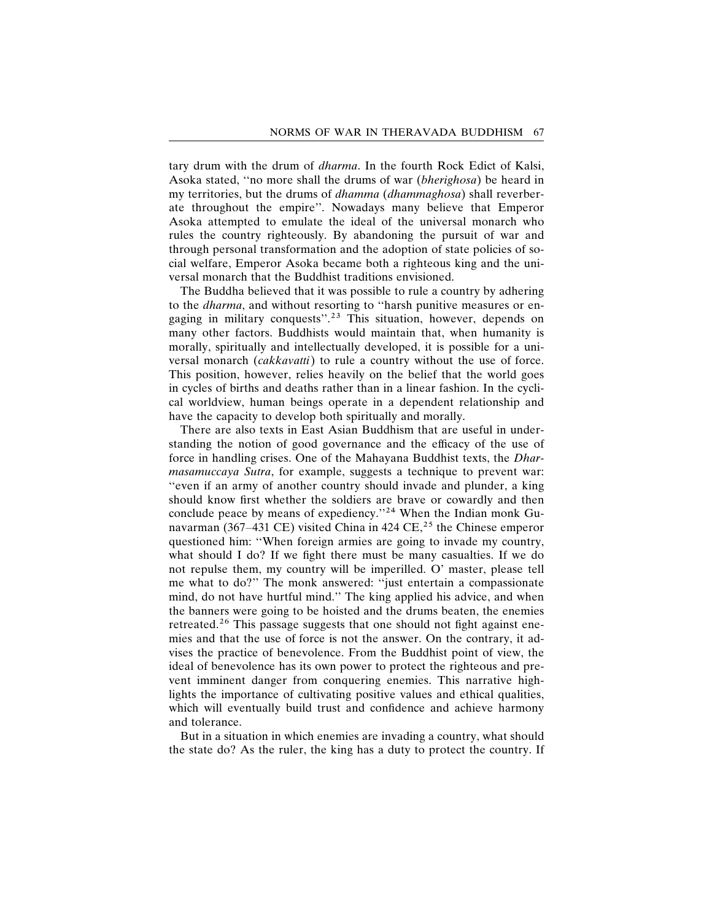tary drum with the drum of *dharma*. In the fourth Rock Edict of Kalsi, Asoka stated, ''no more shall the drums of war (*bherighosa*) be heard in my territories, but the drums of *dhamma* (*dhammaghosa*) shall reverberate throughout the empire''. Nowadays many believe that Emperor Asoka attempted to emulate the ideal of the universal monarch who rules the country righteously. By abandoning the pursuit of war and through personal transformation and the adoption of state policies of social welfare, Emperor Asoka became both a righteous king and the universal monarch that the Buddhist traditions envisioned.

The Buddha believed that it was possible to rule a country by adhering to the *dharma*, and without resorting to ''harsh punitive measures or engaging in military conquests''.[23] This situation, however, depends on many other factors. Buddhists would maintain that, when humanity is morally, spiritually and intellectually developed, it is possible for a universal monarch (*cakkavatti*) to rule a country without the use of force. This position, however, relies heavily on the belief that the world goes in cycles of births and deaths rather than in a linear fashion. In the cyclical worldview, human beings operate in a dependent relationship and have the capacity to develop both spiritually and morally.

There are also texts in East Asian Buddhism that are useful in understanding the notion of good governance and the efficacy of the use of force in handling crises. One of the Mahayana Buddhist texts, the *Dharmasamuccaya Sutra*, for example, suggests a technique to prevent war: ''even if an army of another country should invade and plunder, a king should know first whether the soldiers are brave or cowardly and then conclude peace by means of expediency.''[24] When the Indian monk Gunavarman (367–431 CE) visited China in 424 CE,[25] the Chinese emperor questioned him: ''When foreign armies are going to invade my country, what should I do? If we fight there must be many casualties. If we do not repulse them, my country will be imperilled. O' master, please tell me what to do?'' The monk answered: ''just entertain a compassionate mind, do not have hurtful mind.'' The king applied his advice, and when the banners were going to be hoisted and the drums beaten, the enemies retreated.[26] This passage suggests that one should not fight against enemies and that the use of force is not the answer. On the contrary, it advises the practice of benevolence. From the Buddhist point of view, the ideal of benevolence has its own power to protect the righteous and prevent imminent danger from conquering enemies. This narrative highlights the importance of cultivating positive values and ethical qualities, which will eventually build trust and confidence and achieve harmony and tolerance.

But in a situation in which enemies are invading a country, what should the state do? As the ruler, the king has a duty to protect the country. If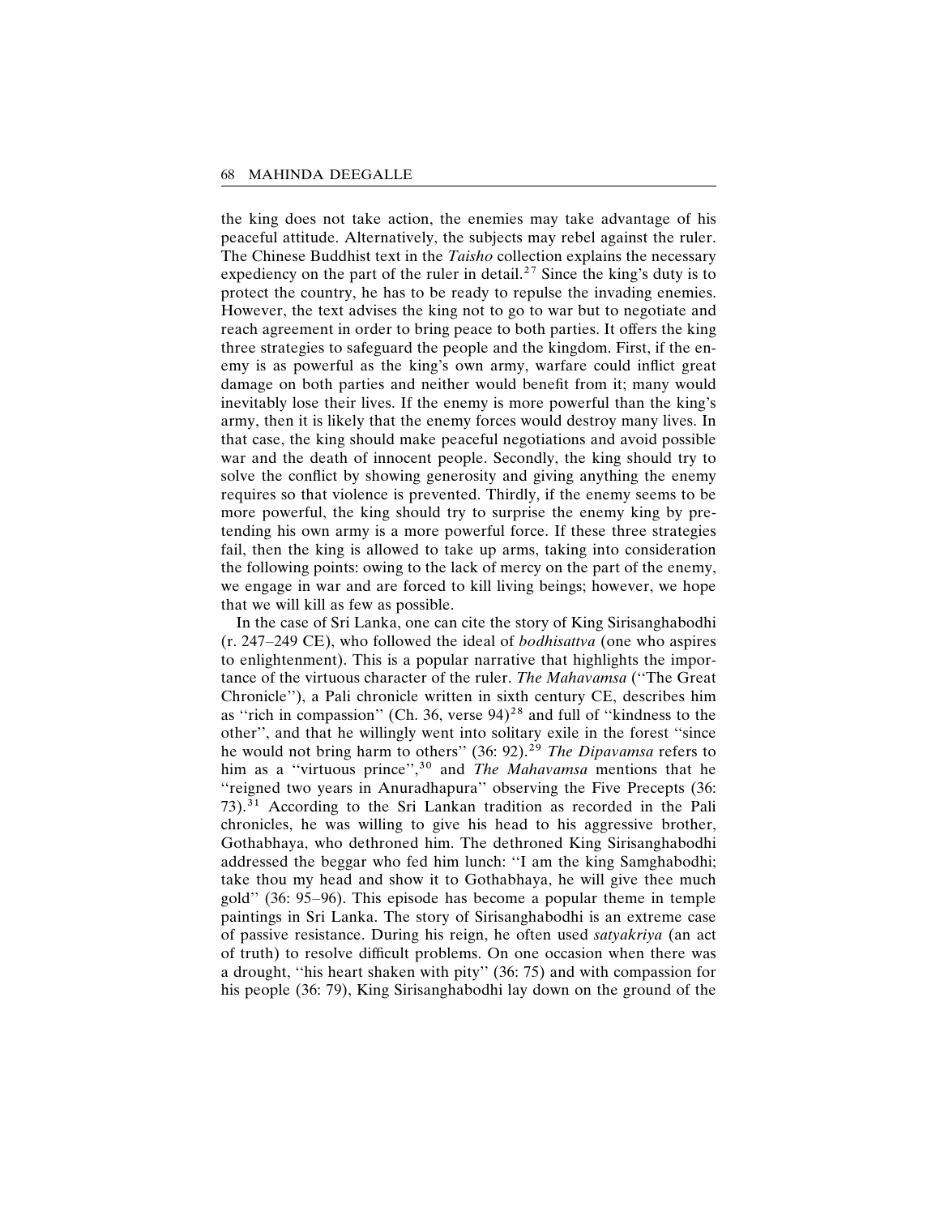the king does not take action, the enemies may take advantage of his peaceful attitude. Alternatively, the subjects may rebel against the ruler. The Chinese Buddhist text in the *Taisho* collection explains the necessary expediency on the part of the ruler in detail.[27] Since the king's duty is to protect the country, he has to be ready to repulse the invading enemies. However, the text advises the king not to go to war but to negotiate and reach agreement in order to bring peace to both parties. It offers the king three strategies to safeguard the people and the kingdom. First, if the enemy is as powerful as the king's own army, warfare could inflict great damage on both parties and neither would benefit from it; many would inevitably lose their lives. If the enemy is more powerful than the king's army, then it is likely that the enemy forces would destroy many lives. In that case, the king should make peaceful negotiations and avoid possible war and the death of innocent people. Secondly, the king should try to solve the conflict by showing generosity and giving anything the enemy requires so that violence is prevented. Thirdly, if the enemy seems to be more powerful, the king should try to surprise the enemy king by pretending his own army is a more powerful force. If these three strategies fail, then the king is allowed to take up arms, taking into consideration the following points: owing to the lack of mercy on the part of the enemy, we engage in war and are forced to kill living beings; however, we hope that we will kill as few as possible.

In the case of Sri Lanka, one can cite the story of King Sirisanghabodhi (r. 247–249 CE), who followed the ideal of *bodhisattva* (one who aspires to enlightenment). This is a popular narrative that highlights the importance of the virtuous character of the ruler. *The Mahavamsa* ("The Great Chronicle"), a Pali chronicle written in sixth century CE, describes him as "rich in compassion" (Ch. 36, verse 94)[28] and full of "kindness to the other", and that he willingly went into solitary exile in the forest "since he would not bring harm to others" (36: 92).[29] *The Dipavamsa* refers to him as a "virtuous prince",[30] and *The Mahavamsa* mentions that he "reigned two years in Anuradhapura" observing the Five Precepts (36: 73).[31] According to the Sri Lankan tradition as recorded in the Pali chronicles, he was willing to give his head to his aggressive brother, Gothabhaya, who dethroned him. The dethroned King Sirisanghabodhi addressed the beggar who fed him lunch: "I am the king Samghabodhi; take thou my head and show it to Gothabhaya, he will give thee much gold" (36: 95–96). This episode has become a popular theme in temple paintings in Sri Lanka. The story of Sirisanghabodhi is an extreme case of passive resistance. During his reign, he often used *satyakriya* (an act of truth) to resolve difficult problems. On one occasion when there was a drought, "his heart shaken with pity" (36: 75) and with compassion for his people (36: 79), King Sirisanghabodhi lay down on the ground of the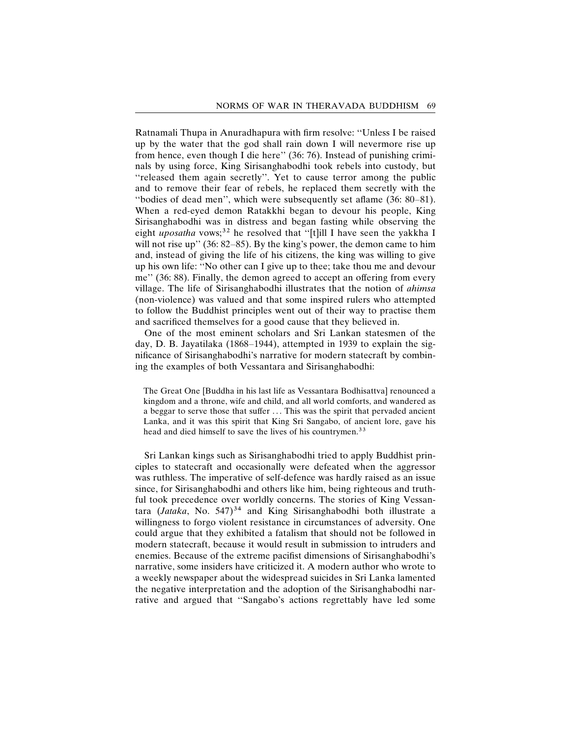Ratnamali Thupa in Anuradhapura with firm resolve: ''Unless I be raised up by the water that the god shall rain down I will nevermore rise up from hence, even though I die here'' (36: 76). Instead of punishing criminals by using force, King Sirisanghabodhi took rebels into custody, but ''released them again secretly''. Yet to cause terror among the public and to remove their fear of rebels, he replaced them secretly with the ''bodies of dead men'', which were subsequently set aflame (36: 80–81). When a red-eyed demon Ratakkhi began to devour his people, King Sirisanghabodhi was in distress and began fasting while observing the eight *uposatha* vows;[32] he resolved that ''[t]ill I have seen the yakkha I will not rise up'' (36: 82–85). By the king's power, the demon came to him and, instead of giving the life of his citizens, the king was willing to give up his own life: ''No other can I give up to thee; take thou me and devour me'' (36: 88). Finally, the demon agreed to accept an offering from every village. The life of Sirisanghabodhi illustrates that the notion of *ahimsa* (non-violence) was valued and that some inspired rulers who attempted to follow the Buddhist principles went out of their way to practise them and sacrificed themselves for a good cause that they believed in.

One of the most eminent scholars and Sri Lankan statesmen of the day, D. B. Jayatilaka (1868–1944), attempted in 1939 to explain the significance of Sirisanghabodhi's narrative for modern statecraft by combining the examples of both Vessantara and Sirisanghabodhi:

> The Great One [Buddha in his last life as Vessantara Bodhisattva] renounced a kingdom and a throne, wife and child, and all world comforts, and wandered as a beggar to serve those that suffer . . . This was the spirit that pervaded ancient Lanka, and it was this spirit that King Sri Sangabo, of ancient lore, gave his head and died himself to save the lives of his countrymen.[33]

Sri Lankan kings such as Sirisanghabodhi tried to apply Buddhist principles to statecraft and occasionally were defeated when the aggressor was ruthless. The imperative of self-defence was hardly raised as an issue since, for Sirisanghabodhi and others like him, being righteous and truthful took precedence over worldly concerns. The stories of King Vessantara (*Jataka*, No. 547)[34] and King Sirisanghabodhi both illustrate a willingness to forgo violent resistance in circumstances of adversity. One could argue that they exhibited a fatalism that should not be followed in modern statecraft, because it would result in submission to intruders and enemies. Because of the extreme pacifist dimensions of Sirisanghabodhi's narrative, some insiders have criticized it. A modern author who wrote to a weekly newspaper about the widespread suicides in Sri Lanka lamented the negative interpretation and the adoption of the Sirisanghabodhi narrative and argued that ''Sangabo's actions regrettably have led some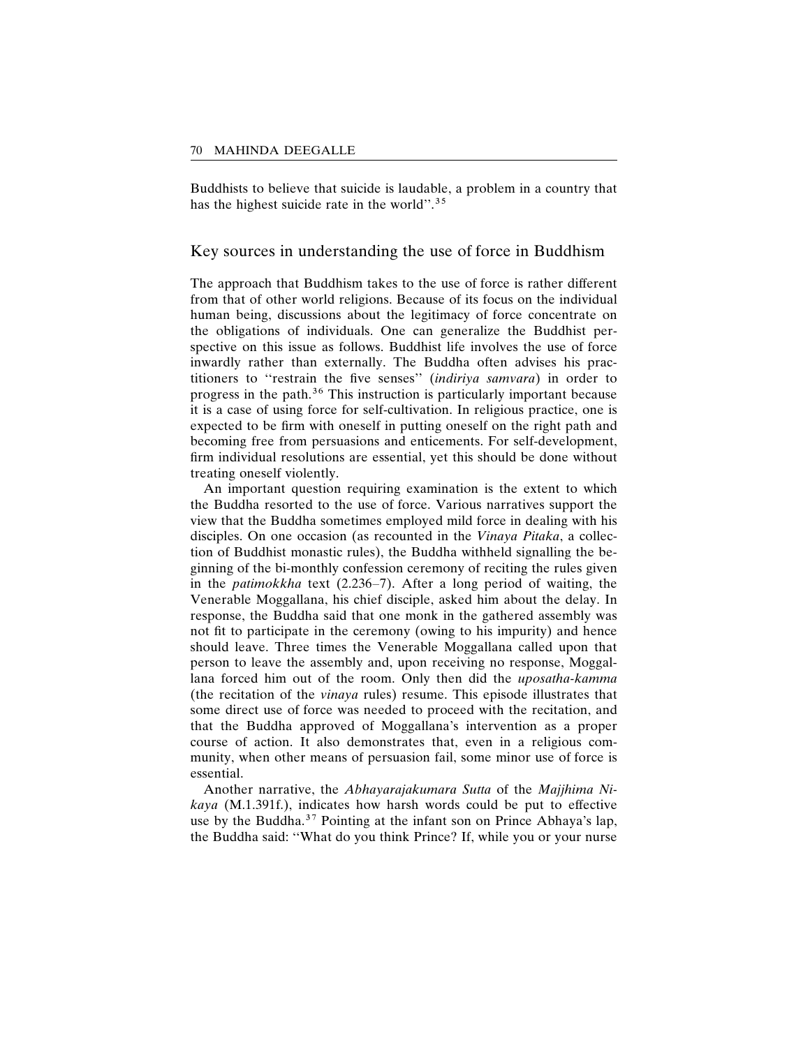Buddhists to believe that suicide is laudable, a problem in a country that has the highest suicide rate in the world''.[35]

## Key sources in understanding the use of force in Buddhism

The approach that Buddhism takes to the use of force is rather different from that of other world religions. Because of its focus on the individual human being, discussions about the legitimacy of force concentrate on the obligations of individuals. One can generalize the Buddhist perspective on this issue as follows. Buddhist life involves the use of force inwardly rather than externally. The Buddha often advises his practitioners to ''restrain the five senses'' (*indiriya samvara*) in order to progress in the path.[36] This instruction is particularly important because it is a case of using force for self-cultivation. In religious practice, one is expected to be firm with oneself in putting oneself on the right path and becoming free from persuasions and enticements. For self-development, firm individual resolutions are essential, yet this should be done without treating oneself violently.

An important question requiring examination is the extent to which the Buddha resorted to the use of force. Various narratives support the view that the Buddha sometimes employed mild force in dealing with his disciples. On one occasion (as recounted in the *Vinaya Pitaka*, a collection of Buddhist monastic rules), the Buddha withheld signalling the beginning of the bi-monthly confession ceremony of reciting the rules given in the *patimokkha* text (2.236–7). After a long period of waiting, the Venerable Moggallana, his chief disciple, asked him about the delay. In response, the Buddha said that one monk in the gathered assembly was not fit to participate in the ceremony (owing to his impurity) and hence should leave. Three times the Venerable Moggallana called upon that person to leave the assembly and, upon receiving no response, Moggallana forced him out of the room. Only then did the *uposatha-kamma* (the recitation of the *vinaya* rules) resume. This episode illustrates that some direct use of force was needed to proceed with the recitation, and that the Buddha approved of Moggallana's intervention as a proper course of action. It also demonstrates that, even in a religious community, when other means of persuasion fail, some minor use of force is essential.

Another narrative, the *Abhayarajakumara Sutta* of the *Majjhima Nikaya* (M.1.391f.), indicates how harsh words could be put to effective use by the Buddha.[37] Pointing at the infant son on Prince Abhaya's lap, the Buddha said: ''What do you think Prince? If, while you or your nurse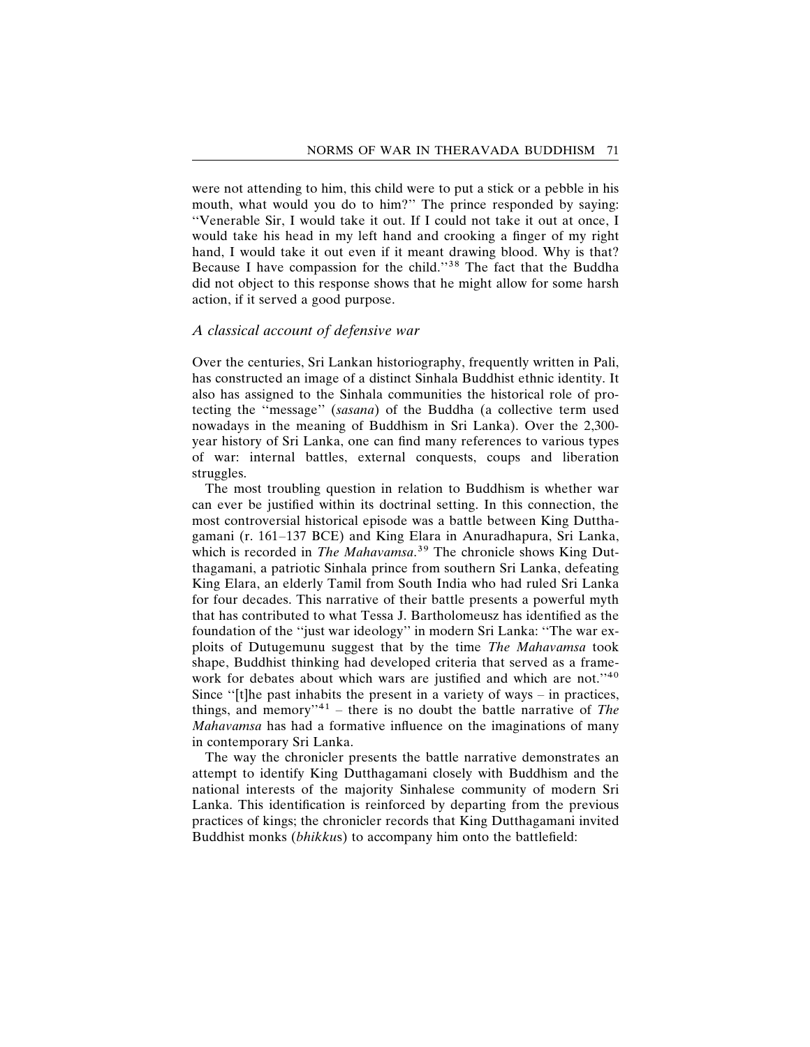were not attending to him, this child were to put a stick or a pebble in his mouth, what would you do to him?'' The prince responded by saying: ''Venerable Sir, I would take it out. If I could not take it out at once, I would take his head in my left hand and crooking a finger of my right hand, I would take it out even if it meant drawing blood. Why is that? Because I have compassion for the child.''[38] The fact that the Buddha did not object to this response shows that he might allow for some harsh action, if it served a good purpose.

## *A classical account of defensive war*

Over the centuries, Sri Lankan historiography, frequently written in Pali, has constructed an image of a distinct Sinhala Buddhist ethnic identity. It also has assigned to the Sinhala communities the historical role of protecting the ''message'' (*sasana*) of the Buddha (a collective term used nowadays in the meaning of Buddhism in Sri Lanka). Over the 2,300-year history of Sri Lanka, one can find many references to various types of war: internal battles, external conquests, coups and liberation struggles.

The most troubling question in relation to Buddhism is whether war can ever be justified within its doctrinal setting. In this connection, the most controversial historical episode was a battle between King Dutthagamani (r. 161–137 BCE) and King Elara in Anuradhapura, Sri Lanka, which is recorded in *The Mahavamsa*.[39] The chronicle shows King Dutthagamani, a patriotic Sinhala prince from southern Sri Lanka, defeating King Elara, an elderly Tamil from South India who had ruled Sri Lanka for four decades. This narrative of their battle presents a powerful myth that has contributed to what Tessa J. Bartholomeusz has identified as the foundation of the ''just war ideology'' in modern Sri Lanka: ''The war exploits of Dutugemunu suggest that by the time *The Mahavamsa* took shape, Buddhist thinking had developed criteria that served as a framework for debates about which wars are justified and which are not.''[40] Since ''[t]he past inhabits the present in a variety of ways – in practices, things, and memory''[41] – there is no doubt the battle narrative of *The Mahavamsa* has had a formative influence on the imaginations of many in contemporary Sri Lanka.

The way the chronicler presents the battle narrative demonstrates an attempt to identify King Dutthagamani closely with Buddhism and the national interests of the majority Sinhalese community of modern Sri Lanka. This identification is reinforced by departing from the previous practices of kings; the chronicler records that King Dutthagamani invited Buddhist monks (*bhikku*s) to accompany him onto the battlefield: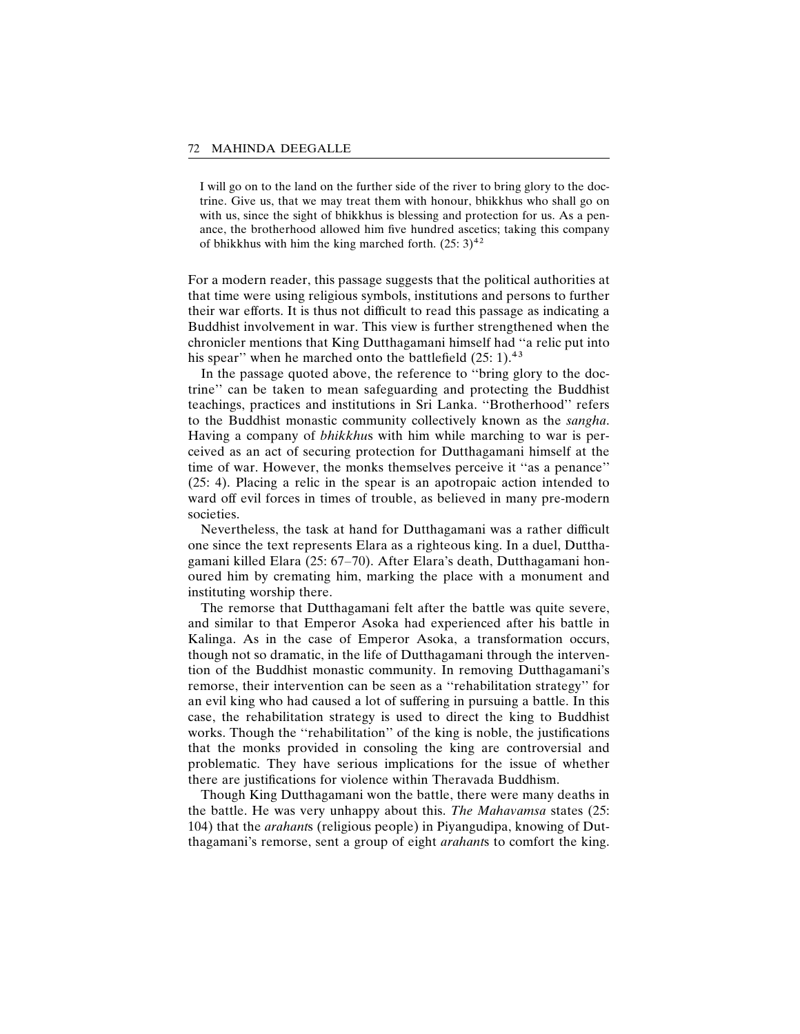> I will go on to the land on the further side of the river to bring glory to the doctrine. Give us, that we may treat them with honour, bhikkhus who shall go on with us, since the sight of bhikkhus is blessing and protection for us. As a penance, the brotherhood allowed him five hundred ascetics; taking this company of bhikkhus with him the king marched forth. (25: 3)[42]

For a modern reader, this passage suggests that the political authorities at that time were using religious symbols, institutions and persons to further their war efforts. It is thus not difficult to read this passage as indicating a Buddhist involvement in war. This view is further strengthened when the chronicler mentions that King Dutthagamani himself had "a relic put into his spear" when he marched onto the battlefield (25: 1).[43]

In the passage quoted above, the reference to "bring glory to the doctrine" can be taken to mean safeguarding and protecting the Buddhist teachings, practices and institutions in Sri Lanka. "Brotherhood" refers to the Buddhist monastic community collectively known as the *sangha*. Having a company of *bhikkhu*s with him while marching to war is perceived as an act of securing protection for Dutthagamani himself at the time of war. However, the monks themselves perceive it "as a penance" (25: 4). Placing a relic in the spear is an apotropaic action intended to ward off evil forces in times of trouble, as believed in many pre-modern societies.

Nevertheless, the task at hand for Dutthagamani was a rather difficult one since the text represents Elara as a righteous king. In a duel, Dutthagamani killed Elara (25: 67–70). After Elara's death, Dutthagamani honoured him by cremating him, marking the place with a monument and instituting worship there.

The remorse that Dutthagamani felt after the battle was quite severe, and similar to that Emperor Asoka had experienced after his battle in Kalinga. As in the case of Emperor Asoka, a transformation occurs, though not so dramatic, in the life of Dutthagamani through the intervention of the Buddhist monastic community. In removing Dutthagamani's remorse, their intervention can be seen as a "rehabilitation strategy" for an evil king who had caused a lot of suffering in pursuing a battle. In this case, the rehabilitation strategy is used to direct the king to Buddhist works. Though the "rehabilitation" of the king is noble, the justifications that the monks provided in consoling the king are controversial and problematic. They have serious implications for the issue of whether there are justifications for violence within Theravada Buddhism.

Though King Dutthagamani won the battle, there were many deaths in the battle. He was very unhappy about this. *The Mahavamsa* states (25: 104) that the *arahant*s (religious people) in Piyangudipa, knowing of Dutthagamani's remorse, sent a group of eight *arahant*s to comfort the king.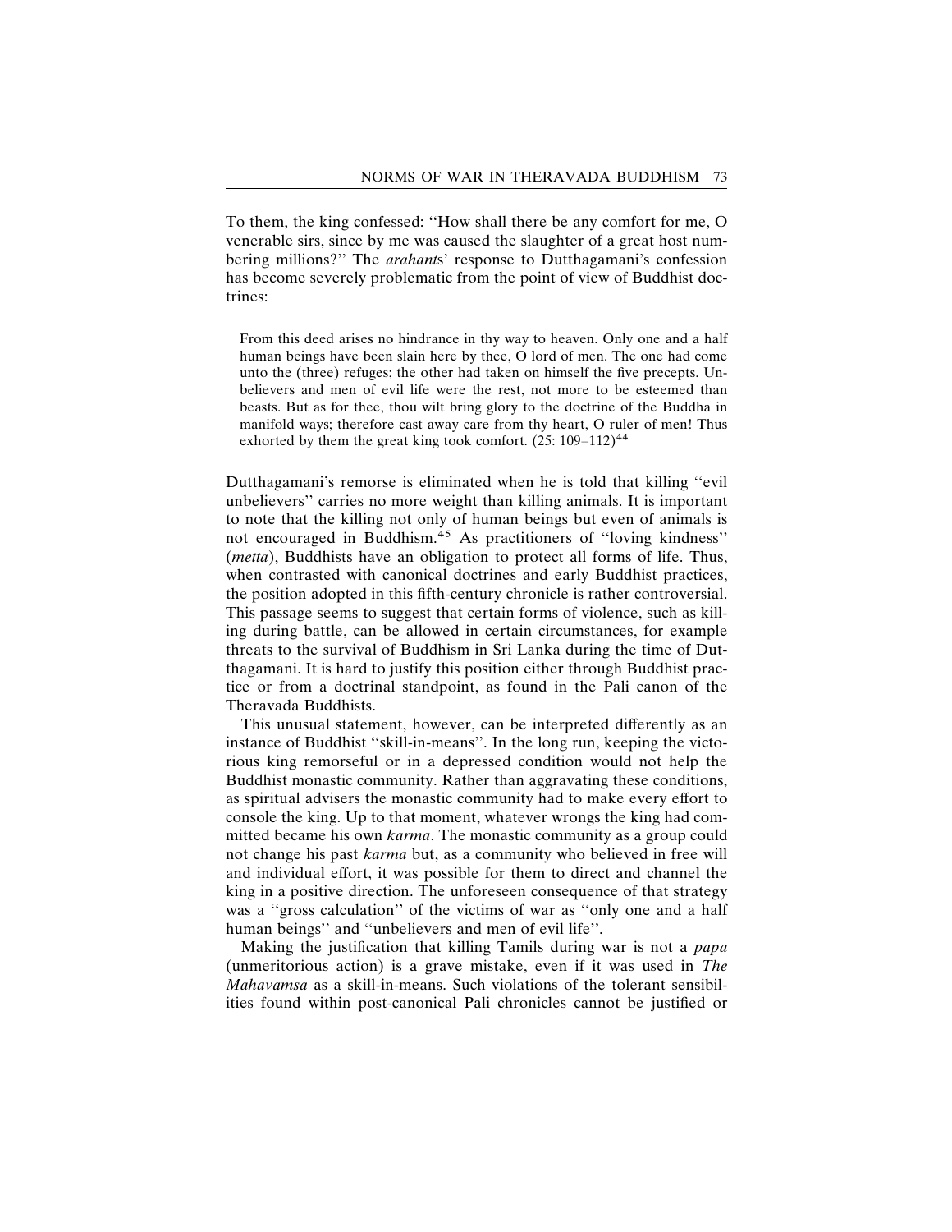To them, the king confessed: ''How shall there be any comfort for me, O venerable sirs, since by me was caused the slaughter of a great host numbering millions?'' The *arahants*' response to Dutthagamani's confession has become severely problematic from the point of view of Buddhist doctrines:

> From this deed arises no hindrance in thy way to heaven. Only one and a half human beings have been slain here by thee, O lord of men. The one had come unto the (three) refuges; the other had taken on himself the five precepts. Unbelievers and men of evil life were the rest, not more to be esteemed than beasts. But as for thee, thou wilt bring glory to the doctrine of the Buddha in manifold ways; therefore cast away care from thy heart, O ruler of men! Thus exhorted by them the great king took comfort. (25: 109–112)[44]

Dutthagamani's remorse is eliminated when he is told that killing ''evil unbelievers'' carries no more weight than killing animals. It is important to note that the killing not only of human beings but even of animals is not encouraged in Buddhism.[45] As practitioners of ''loving kindness'' (*metta*), Buddhists have an obligation to protect all forms of life. Thus, when contrasted with canonical doctrines and early Buddhist practices, the position adopted in this fifth-century chronicle is rather controversial. This passage seems to suggest that certain forms of violence, such as killing during battle, can be allowed in certain circumstances, for example threats to the survival of Buddhism in Sri Lanka during the time of Dutthagamani. It is hard to justify this position either through Buddhist practice or from a doctrinal standpoint, as found in the Pali canon of the Theravada Buddhists.

This unusual statement, however, can be interpreted differently as an instance of Buddhist ''skill-in-means''. In the long run, keeping the victorious king remorseful or in a depressed condition would not help the Buddhist monastic community. Rather than aggravating these conditions, as spiritual advisers the monastic community had to make every effort to console the king. Up to that moment, whatever wrongs the king had committed became his own *karma*. The monastic community as a group could not change his past *karma* but, as a community who believed in free will and individual effort, it was possible for them to direct and channel the king in a positive direction. The unforeseen consequence of that strategy was a ''gross calculation'' of the victims of war as ''only one and a half human beings'' and ''unbelievers and men of evil life''.

Making the justification that killing Tamils during war is not a *papa* (unmeritorious action) is a grave mistake, even if it was used in *The Mahavamsa* as a skill-in-means. Such violations of the tolerant sensibilities found within post-canonical Pali chronicles cannot be justified or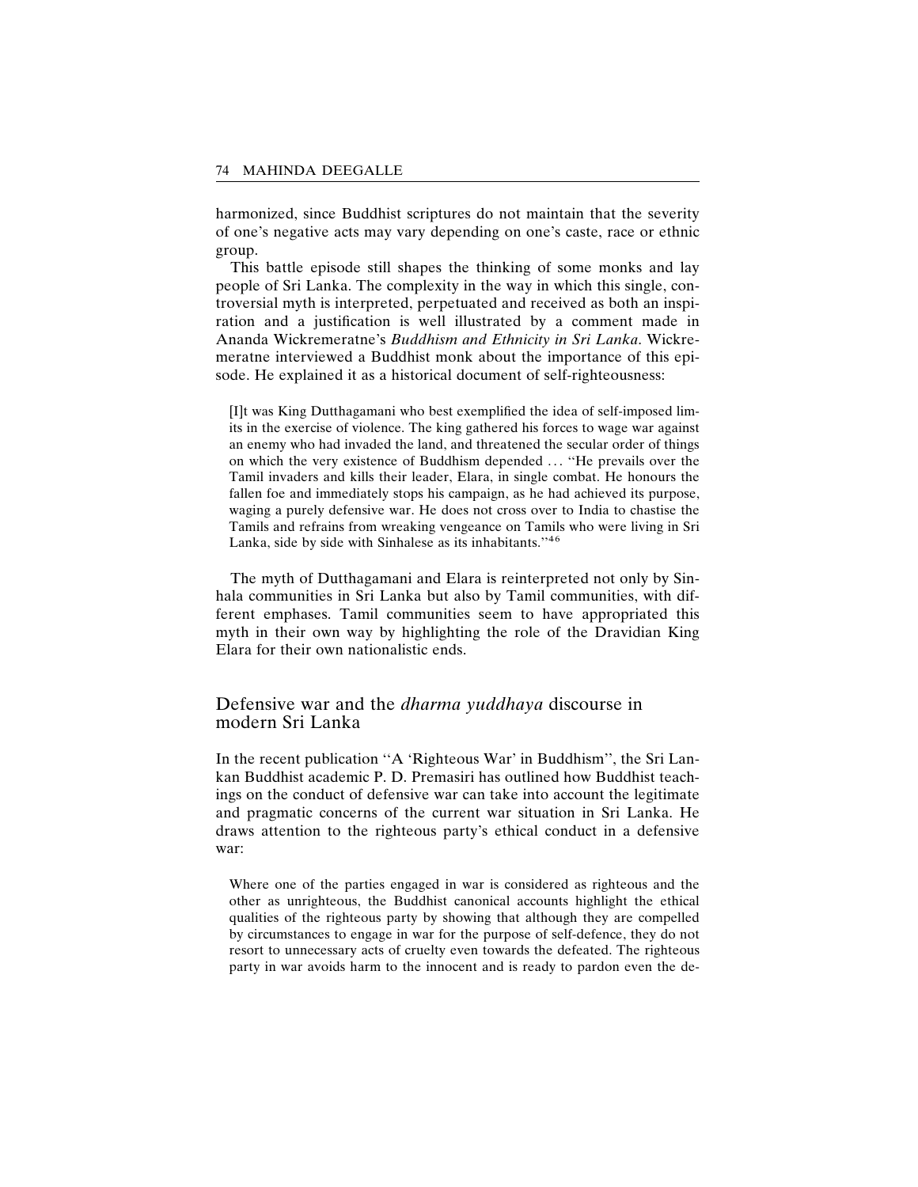harmonized, since Buddhist scriptures do not maintain that the severity of one's negative acts may vary depending on one's caste, race or ethnic group.

This battle episode still shapes the thinking of some monks and lay people of Sri Lanka. The complexity in the way in which this single, controversial myth is interpreted, perpetuated and received as both an inspiration and a justification is well illustrated by a comment made in Ananda Wickremeratne's *Buddhism and Ethnicity in Sri Lanka*. Wickremeratne interviewed a Buddhist monk about the importance of this episode. He explained it as a historical document of self-righteousness:

> [I]t was King Dutthagamani who best exemplified the idea of self-imposed limits in the exercise of violence. The king gathered his forces to wage war against an enemy who had invaded the land, and threatened the secular order of things on which the very existence of Buddhism depended ... "He prevails over the Tamil invaders and kills their leader, Elara, in single combat. He honours the fallen foe and immediately stops his campaign, as he had achieved its purpose, waging a purely defensive war. He does not cross over to India to chastise the Tamils and refrains from wreaking vengeance on Tamils who were living in Sri Lanka, side by side with Sinhalese as its inhabitants."[46]

The myth of Dutthagamani and Elara is reinterpreted not only by Sinhala communities in Sri Lanka but also by Tamil communities, with different emphases. Tamil communities seem to have appropriated this myth in their own way by highlighting the role of the Dravidian King Elara for their own nationalistic ends.

## Defensive war and the *dharma yuddhaya* discourse in modern Sri Lanka

In the recent publication "A 'Righteous War' in Buddhism", the Sri Lankan Buddhist academic P. D. Premasiri has outlined how Buddhist teachings on the conduct of defensive war can take into account the legitimate and pragmatic concerns of the current war situation in Sri Lanka. He draws attention to the righteous party's ethical conduct in a defensive war:

> Where one of the parties engaged in war is considered as righteous and the other as unrighteous, the Buddhist canonical accounts highlight the ethical qualities of the righteous party by showing that although they are compelled by circumstances to engage in war for the purpose of self-defence, they do not resort to unnecessary acts of cruelty even towards the defeated. The righteous party in war avoids harm to the innocent and is ready to pardon even the de-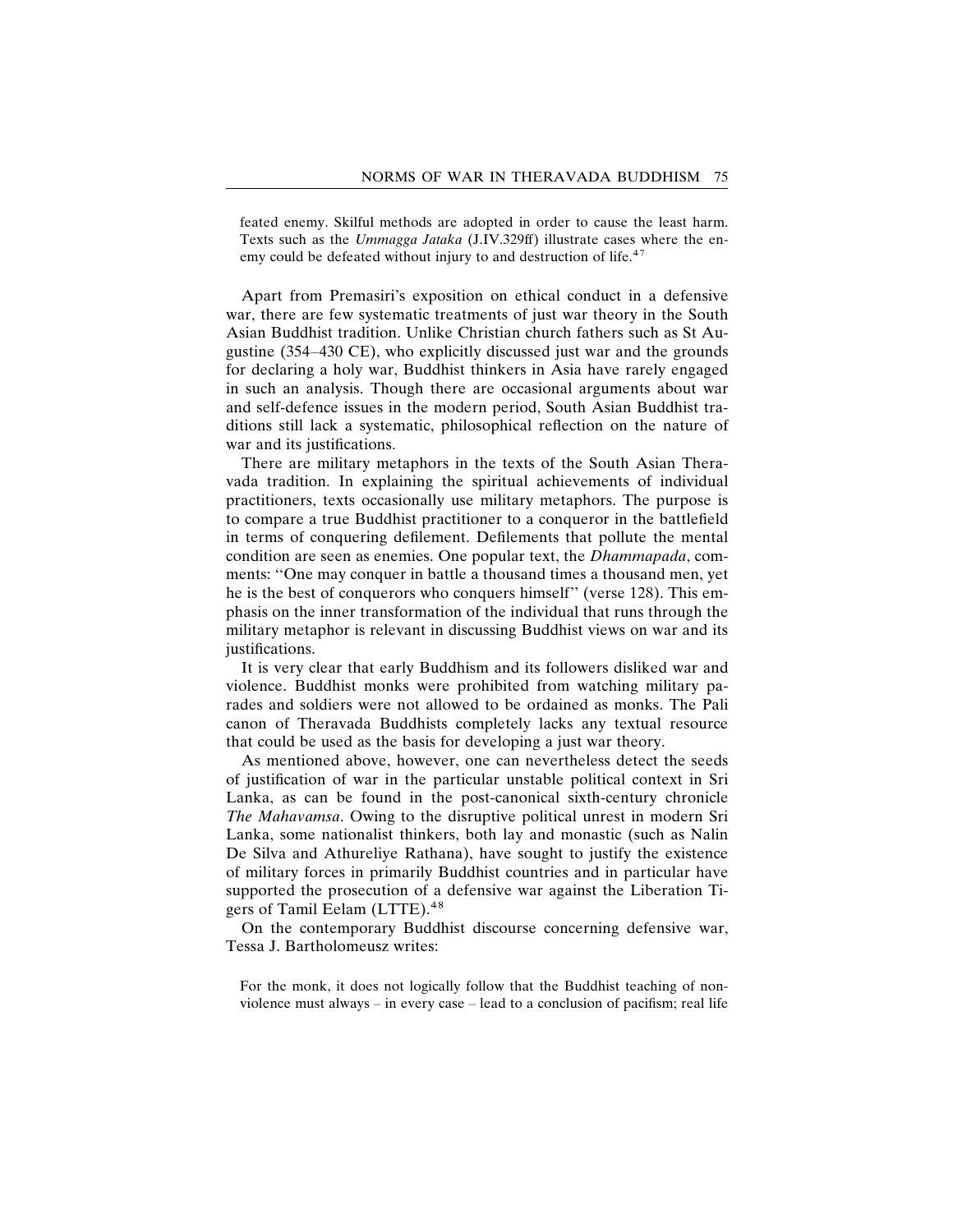> feated enemy. Skilful methods are adopted in order to cause the least harm. Texts such as the *Ummagga Jataka* (J.IV.329ff) illustrate cases where the enemy could be defeated without injury to and destruction of life.[47]

Apart from Premasiri's exposition on ethical conduct in a defensive war, there are few systematic treatments of just war theory in the South Asian Buddhist tradition. Unlike Christian church fathers such as St Augustine (354–430 CE), who explicitly discussed just war and the grounds for declaring a holy war, Buddhist thinkers in Asia have rarely engaged in such an analysis. Though there are occasional arguments about war and self-defence issues in the modern period, South Asian Buddhist traditions still lack a systematic, philosophical reflection on the nature of war and its justifications.

There are military metaphors in the texts of the South Asian Theravada tradition. In explaining the spiritual achievements of individual practitioners, texts occasionally use military metaphors. The purpose is to compare a true Buddhist practitioner to a conqueror in the battlefield in terms of conquering defilement. Defilements that pollute the mental condition are seen as enemies. One popular text, the *Dhammapada*, comments: "One may conquer in battle a thousand times a thousand men, yet he is the best of conquerors who conquers himself" (verse 128). This emphasis on the inner transformation of the individual that runs through the military metaphor is relevant in discussing Buddhist views on war and its justifications.

It is very clear that early Buddhism and its followers disliked war and violence. Buddhist monks were prohibited from watching military parades and soldiers were not allowed to be ordained as monks. The Pali canon of Theravada Buddhists completely lacks any textual resource that could be used as the basis for developing a just war theory.

As mentioned above, however, one can nevertheless detect the seeds of justification of war in the particular unstable political context in Sri Lanka, as can be found in the post-canonical sixth-century chronicle *The Mahavamsa*. Owing to the disruptive political unrest in modern Sri Lanka, some nationalist thinkers, both lay and monastic (such as Nalin De Silva and Athureliye Rathana), have sought to justify the existence of military forces in primarily Buddhist countries and in particular have supported the prosecution of a defensive war against the Liberation Tigers of Tamil Eelam (LTTE).[48]

On the contemporary Buddhist discourse concerning defensive war, Tessa J. Bartholomeusz writes:

> For the monk, it does not logically follow that the Buddhist teaching of non-violence must always – in every case – lead to a conclusion of pacifism; real life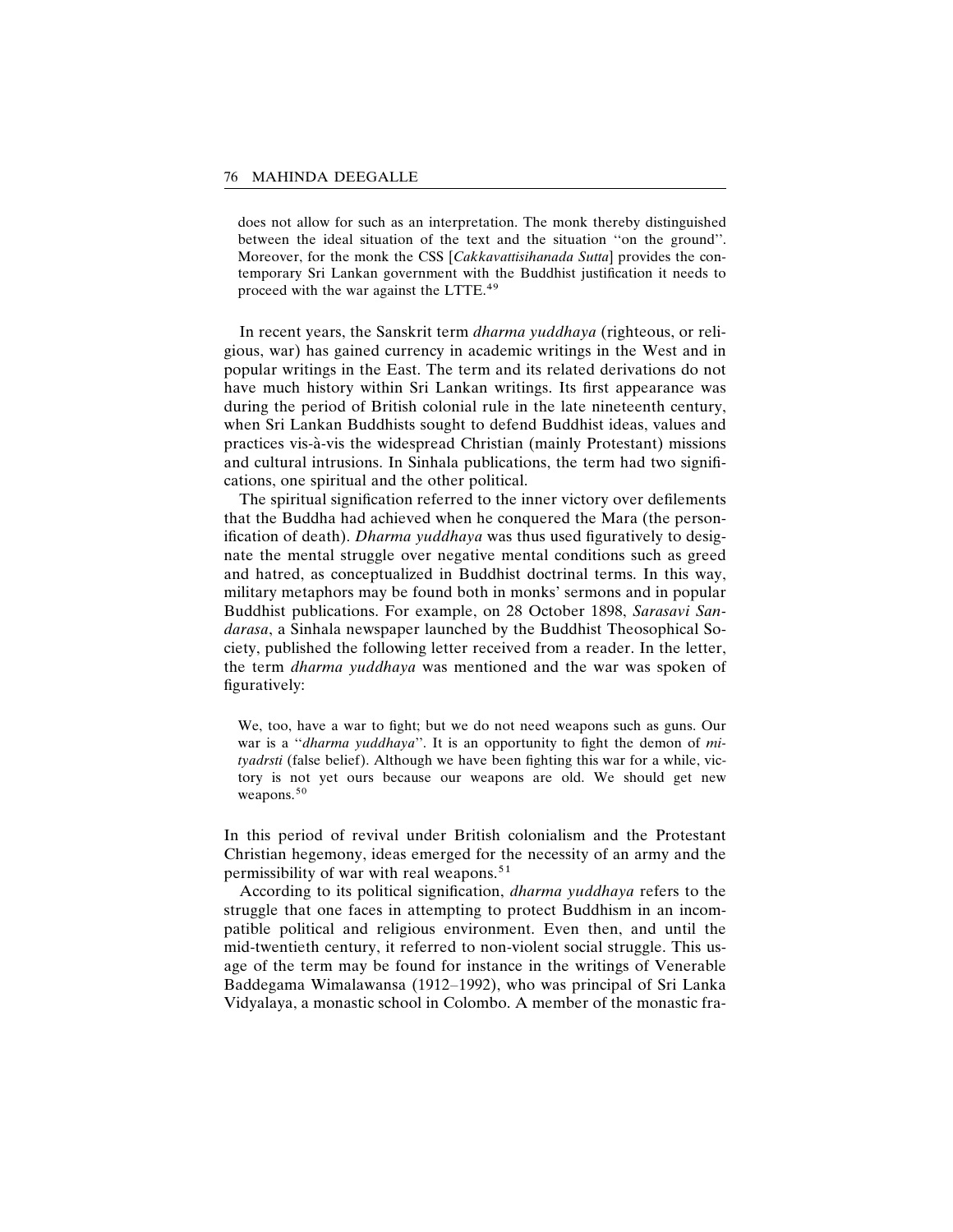> does not allow for such as an interpretation. The monk thereby distinguished between the ideal situation of the text and the situation ''on the ground''. Moreover, for the monk the CSS [*Cakkavattisihanada Sutta*] provides the contemporary Sri Lankan government with the Buddhist justification it needs to proceed with the war against the LTTE.[49]

In recent years, the Sanskrit term *dharma yuddhaya* (righteous, or religious, war) has gained currency in academic writings in the West and in popular writings in the East. The term and its related derivations do not have much history within Sri Lankan writings. Its first appearance was during the period of British colonial rule in the late nineteenth century, when Sri Lankan Buddhists sought to defend Buddhist ideas, values and practices vis-à-vis the widespread Christian (mainly Protestant) missions and cultural intrusions. In Sinhala publications, the term had two significations, one spiritual and the other political.

The spiritual signification referred to the inner victory over defilements that the Buddha had achieved when he conquered the Mara (the personification of death). *Dharma yuddhaya* was thus used figuratively to designate the mental struggle over negative mental conditions such as greed and hatred, as conceptualized in Buddhist doctrinal terms. In this way, military metaphors may be found both in monks' sermons and in popular Buddhist publications. For example, on 28 October 1898, *Sarasavi Sandarasa*, a Sinhala newspaper launched by the Buddhist Theosophical Society, published the following letter received from a reader. In the letter, the term *dharma yuddhaya* was mentioned and the war was spoken of figuratively:

> We, too, have a war to fight; but we do not need weapons such as guns. Our war is a ''*dharma yuddhaya*''. It is an opportunity to fight the demon of *mityadrsti* (false belief). Although we have been fighting this war for a while, victory is not yet ours because our weapons are old. We should get new weapons.[50]

In this period of revival under British colonialism and the Protestant Christian hegemony, ideas emerged for the necessity of an army and the permissibility of war with real weapons.[51]

According to its political signification, *dharma yuddhaya* refers to the struggle that one faces in attempting to protect Buddhism in an incompatible political and religious environment. Even then, and until the mid-twentieth century, it referred to non-violent social struggle. This usage of the term may be found for instance in the writings of Venerable Baddegama Wimalawansa (1912–1992), who was principal of Sri Lanka Vidyalaya, a monastic school in Colombo. A member of the monastic fra-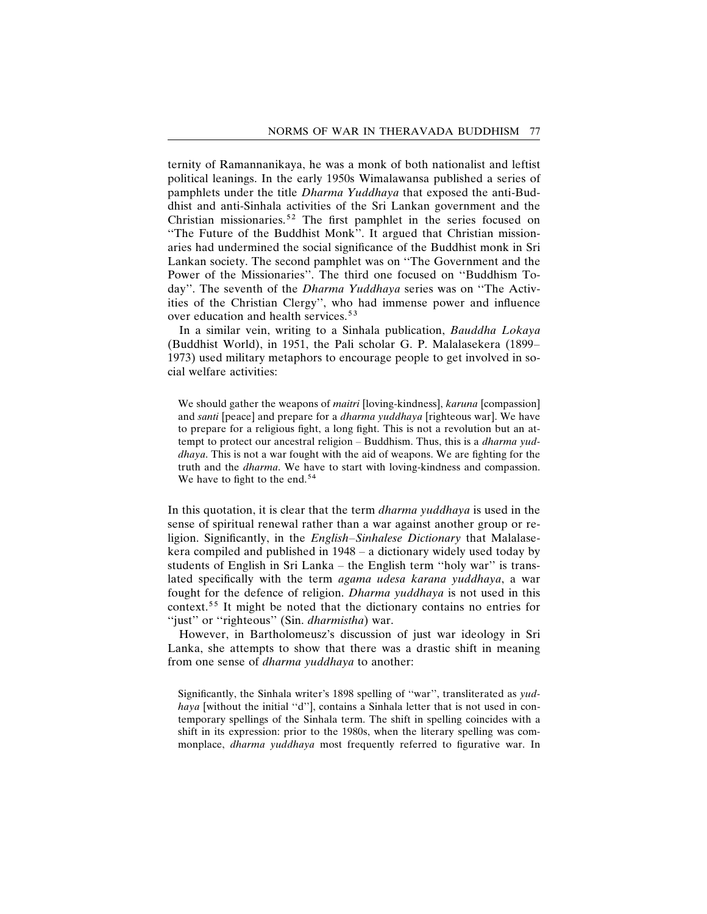ternity of Ramannanikaya, he was a monk of both nationalist and leftist political leanings. In the early 1950s Wimalawansa published a series of pamphlets under the title *Dharma Yuddhaya* that exposed the anti-Buddhist and anti-Sinhala activities of the Sri Lankan government and the Christian missionaries.[52] The first pamphlet in the series focused on ''The Future of the Buddhist Monk''. It argued that Christian missionaries had undermined the social significance of the Buddhist monk in Sri Lankan society. The second pamphlet was on ''The Government and the Power of the Missionaries''. The third one focused on ''Buddhism Today''. The seventh of the *Dharma Yuddhaya* series was on ''The Activities of the Christian Clergy'', who had immense power and influence over education and health services.[53]

In a similar vein, writing to a Sinhala publication, *Bauddha Lokaya* (Buddhist World), in 1951, the Pali scholar G. P. Malalasekera (1899–1973) used military metaphors to encourage people to get involved in social welfare activities:

> We should gather the weapons of *maitri* [loving-kindness], *karuna* [compassion] and *santi* [peace] and prepare for a *dharma yuddhaya* [righteous war]. We have to prepare for a religious fight, a long fight. This is not a revolution but an attempt to protect our ancestral religion – Buddhism. Thus, this is a *dharma yuddhaya*. This is not a war fought with the aid of weapons. We are fighting for the truth and the *dharma*. We have to start with loving-kindness and compassion. We have to fight to the end.[54]

In this quotation, it is clear that the term *dharma yuddhaya* is used in the sense of spiritual renewal rather than a war against another group or religion. Significantly, in the *English–Sinhalese Dictionary* that Malalasekera compiled and published in 1948 – a dictionary widely used today by students of English in Sri Lanka – the English term ''holy war'' is translated specifically with the term *agama udesa karana yuddhaya*, a war fought for the defence of religion. *Dharma yuddhaya* is not used in this context.[55] It might be noted that the dictionary contains no entries for ''just'' or ''righteous'' (Sin. *dharmistha*) war.

However, in Bartholomeusz's discussion of just war ideology in Sri Lanka, she attempts to show that there was a drastic shift in meaning from one sense of *dharma yuddhaya* to another:

> Significantly, the Sinhala writer's 1898 spelling of ''war'', transliterated as *yudhaya* [without the initial ''d''], contains a Sinhala letter that is not used in contemporary spellings of the Sinhala term. The shift in spelling coincides with a shift in its expression: prior to the 1980s, when the literary spelling was commonplace, *dharma yuddhaya* most frequently referred to figurative war. In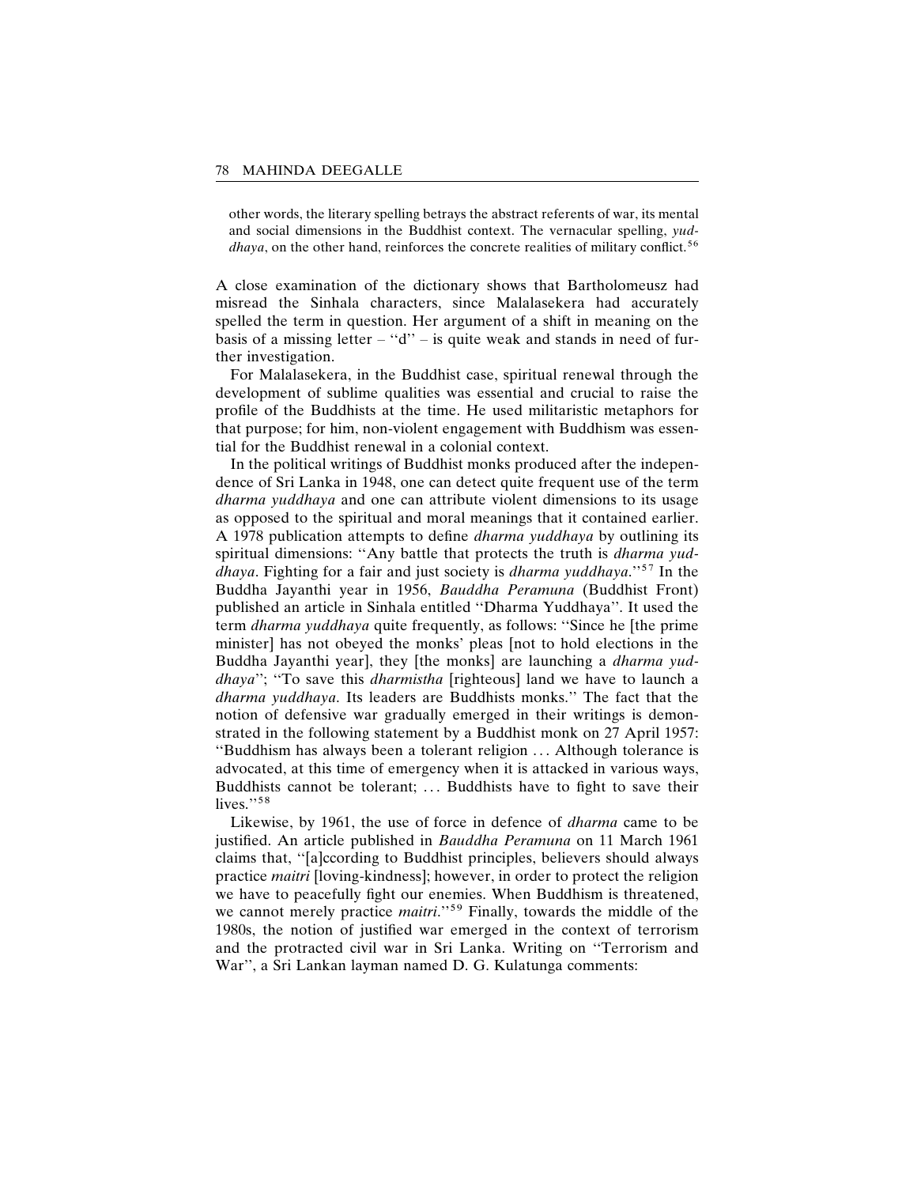other words, the literary spelling betrays the abstract referents of war, its mental and social dimensions in the Buddhist context. The vernacular spelling, *yuddhaya*, on the other hand, reinforces the concrete realities of military conflict.[56]

A close examination of the dictionary shows that Bartholomeusz had misread the Sinhala characters, since Malalasekera had accurately spelled the term in question. Her argument of a shift in meaning on the basis of a missing letter – ''d'' – is quite weak and stands in need of further investigation.

For Malalasekera, in the Buddhist case, spiritual renewal through the development of sublime qualities was essential and crucial to raise the profile of the Buddhists at the time. He used militaristic metaphors for that purpose; for him, non-violent engagement with Buddhism was essential for the Buddhist renewal in a colonial context.

In the political writings of Buddhist monks produced after the independence of Sri Lanka in 1948, one can detect quite frequent use of the term *dharma yuddhaya* and one can attribute violent dimensions to its usage as opposed to the spiritual and moral meanings that it contained earlier. A 1978 publication attempts to define *dharma yuddhaya* by outlining its spiritual dimensions: ''Any battle that protects the truth is *dharma yuddhaya*. Fighting for a fair and just society is *dharma yuddhaya*.''[57] In the Buddha Jayanthi year in 1956, *Bauddha Peramuna* (Buddhist Front) published an article in Sinhala entitled ''Dharma Yuddhaya''. It used the term *dharma yuddhaya* quite frequently, as follows: ''Since he [the prime minister] has not obeyed the monks' pleas [not to hold elections in the Buddha Jayanthi year], they [the monks] are launching a *dharma yuddhaya*''; ''To save this *dharmistha* [righteous] land we have to launch a *dharma yuddhaya*. Its leaders are Buddhists monks.'' The fact that the notion of defensive war gradually emerged in their writings is demonstrated in the following statement by a Buddhist monk on 27 April 1957: ''Buddhism has always been a tolerant religion ... Although tolerance is advocated, at this time of emergency when it is attacked in various ways, Buddhists cannot be tolerant; ... Buddhists have to fight to save their lives.''[58]

Likewise, by 1961, the use of force in defence of *dharma* came to be justified. An article published in *Bauddha Peramuna* on 11 March 1961 claims that, ''[a]ccording to Buddhist principles, believers should always practice *maitri* [loving-kindness]; however, in order to protect the religion we have to peacefully fight our enemies. When Buddhism is threatened, we cannot merely practice *maitri*.''[59] Finally, towards the middle of the 1980s, the notion of justified war emerged in the context of terrorism and the protracted civil war in Sri Lanka. Writing on ''Terrorism and War'', a Sri Lankan layman named D. G. Kulatunga comments: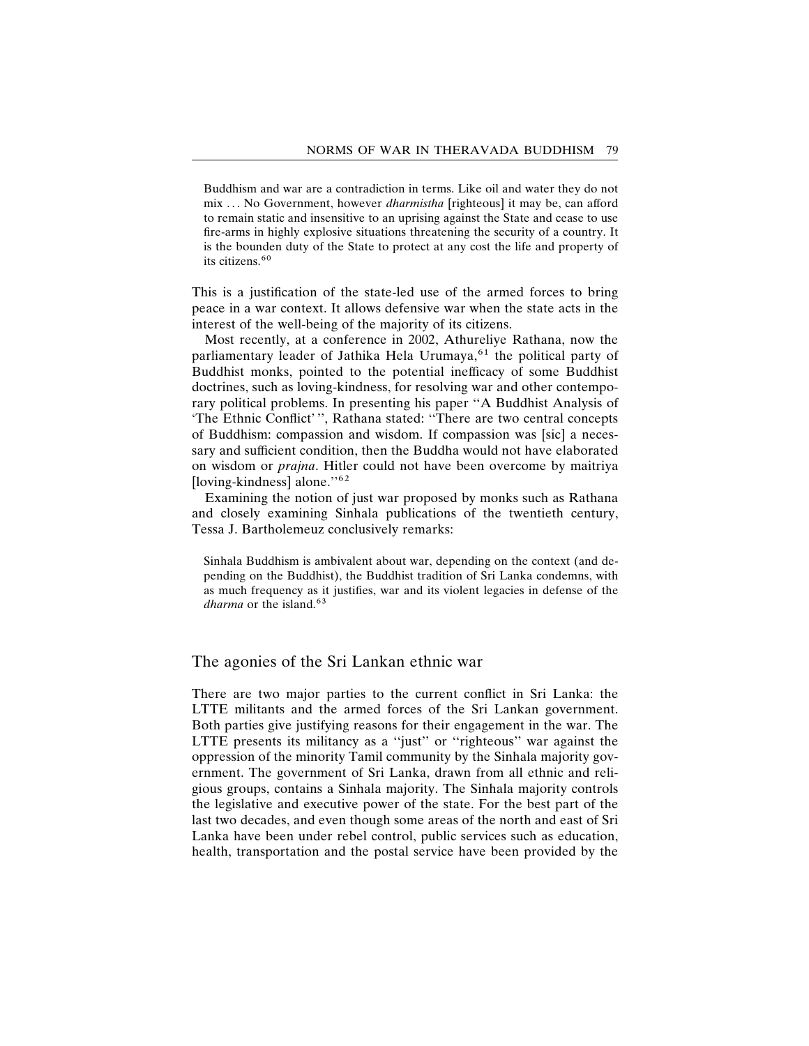> Buddhism and war are a contradiction in terms. Like oil and water they do not mix ... No Government, however *dharmistha* [righteous] it may be, can afford to remain static and insensitive to an uprising against the State and cease to use fire-arms in highly explosive situations threatening the security of a country. It is the bounden duty of the State to protect at any cost the life and property of its citizens.[60]

This is a justification of the state-led use of the armed forces to bring peace in a war context. It allows defensive war when the state acts in the interest of the well-being of the majority of its citizens.

Most recently, at a conference in 2002, Athureliye Rathana, now the parliamentary leader of Jathika Hela Urumaya,[61] the political party of Buddhist monks, pointed to the potential inefficacy of some Buddhist doctrines, such as loving-kindness, for resolving war and other contemporary political problems. In presenting his paper ''A Buddhist Analysis of 'The Ethnic Conflict' '', Rathana stated: ''There are two central concepts of Buddhism: compassion and wisdom. If compassion was [sic] a necessary and sufficient condition, then the Buddha would not have elaborated on wisdom or *prajna*. Hitler could not have been overcome by maitriya [loving-kindness] alone.''[62]

Examining the notion of just war proposed by monks such as Rathana and closely examining Sinhala publications of the twentieth century, Tessa J. Bartholemeuz conclusively remarks:

> Sinhala Buddhism is ambivalent about war, depending on the context (and depending on the Buddhist), the Buddhist tradition of Sri Lanka condemns, with as much frequency as it justifies, war and its violent legacies in defense of the *dharma* or the island.[63]

## The agonies of the Sri Lankan ethnic war

There are two major parties to the current conflict in Sri Lanka: the LTTE militants and the armed forces of the Sri Lankan government. Both parties give justifying reasons for their engagement in the war. The LTTE presents its militancy as a ''just'' or ''righteous'' war against the oppression of the minority Tamil community by the Sinhala majority government. The government of Sri Lanka, drawn from all ethnic and religious groups, contains a Sinhala majority. The Sinhala majority controls the legislative and executive power of the state. For the best part of the last two decades, and even though some areas of the north and east of Sri Lanka have been under rebel control, public services such as education, health, transportation and the postal service have been provided by the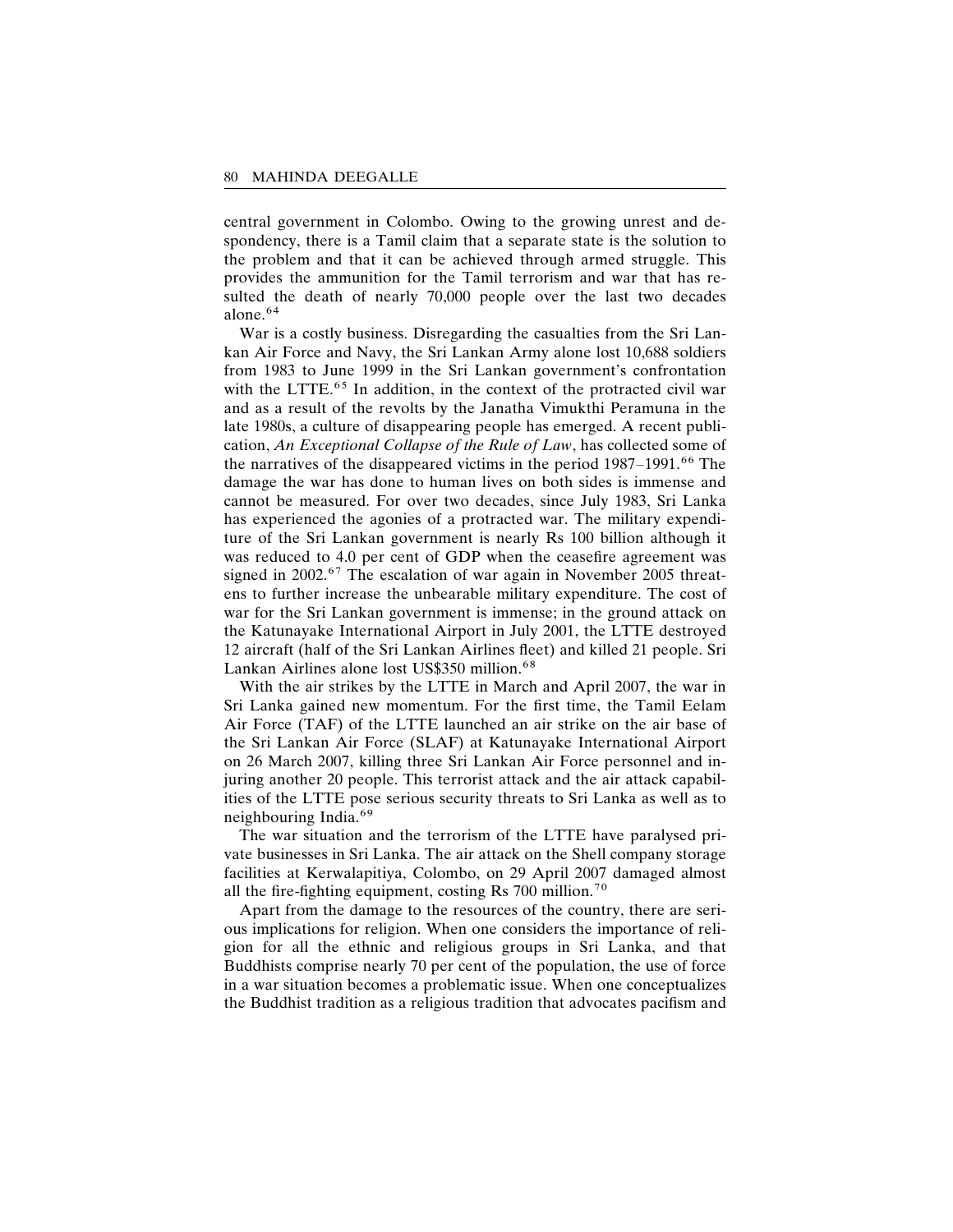central government in Colombo. Owing to the growing unrest and despondency, there is a Tamil claim that a separate state is the solution to the problem and that it can be achieved through armed struggle. This provides the ammunition for the Tamil terrorism and war that has resulted the death of nearly 70,000 people over the last two decades alone.[64]

War is a costly business. Disregarding the casualties from the Sri Lankan Air Force and Navy, the Sri Lankan Army alone lost 10,688 soldiers from 1983 to June 1999 in the Sri Lankan government's confrontation with the LTTE.[65] In addition, in the context of the protracted civil war and as a result of the revolts by the Janatha Vimukthi Peramuna in the late 1980s, a culture of disappearing people has emerged. A recent publication, *An Exceptional Collapse of the Rule of Law*, has collected some of the narratives of the disappeared victims in the period 1987–1991.[66] The damage the war has done to human lives on both sides is immense and cannot be measured. For over two decades, since July 1983, Sri Lanka has experienced the agonies of a protracted war. The military expenditure of the Sri Lankan government is nearly Rs 100 billion although it was reduced to 4.0 per cent of GDP when the ceasefire agreement was signed in 2002.[67] The escalation of war again in November 2005 threatens to further increase the unbearable military expenditure. The cost of war for the Sri Lankan government is immense; in the ground attack on the Katunayake International Airport in July 2001, the LTTE destroyed 12 aircraft (half of the Sri Lankan Airlines fleet) and killed 21 people. Sri Lankan Airlines alone lost US$350 million.[68]

With the air strikes by the LTTE in March and April 2007, the war in Sri Lanka gained new momentum. For the first time, the Tamil Eelam Air Force (TAF) of the LTTE launched an air strike on the air base of the Sri Lankan Air Force (SLAF) at Katunayake International Airport on 26 March 2007, killing three Sri Lankan Air Force personnel and injuring another 20 people. This terrorist attack and the air attack capabilities of the LTTE pose serious security threats to Sri Lanka as well as to neighbouring India.[69]

The war situation and the terrorism of the LTTE have paralysed private businesses in Sri Lanka. The air attack on the Shell company storage facilities at Kerwalapitiya, Colombo, on 29 April 2007 damaged almost all the fire-fighting equipment, costing Rs 700 million.[70]

Apart from the damage to the resources of the country, there are serious implications for religion. When one considers the importance of religion for all the ethnic and religious groups in Sri Lanka, and that Buddhists comprise nearly 70 per cent of the population, the use of force in a war situation becomes a problematic issue. When one conceptualizes the Buddhist tradition as a religious tradition that advocates pacifism and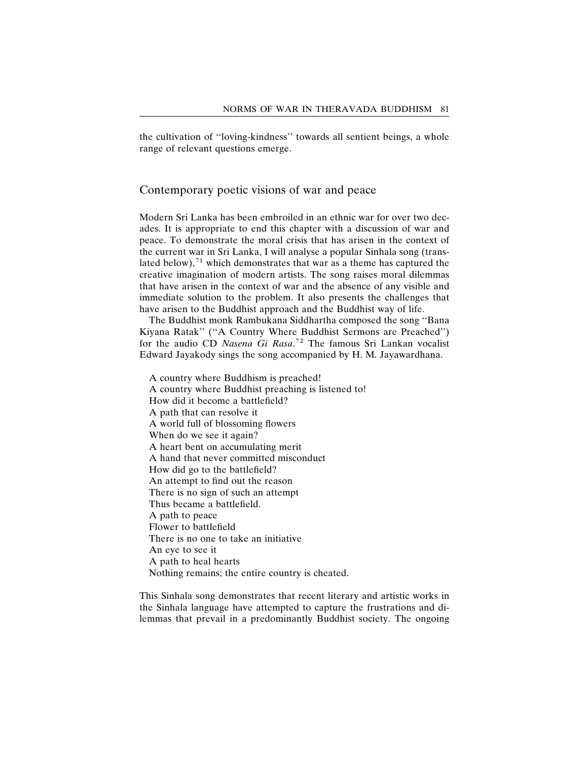the cultivation of "loving-kindness" towards all sentient beings, a whole range of relevant questions emerge.

## Contemporary poetic visions of war and peace

Modern Sri Lanka has been embroiled in an ethnic war for over two decades. It is appropriate to end this chapter with a discussion of war and peace. To demonstrate the moral crisis that has arisen in the context of the current war in Sri Lanka, I will analyse a popular Sinhala song (translated below),[71] which demonstrates that war as a theme has captured the creative imagination of modern artists. The song raises moral dilemmas that have arisen in the context of war and the absence of any visible and immediate solution to the problem. It also presents the challenges that have arisen to the Buddhist approach and the Buddhist way of life.

The Buddhist monk Rambukana Siddhartha composed the song "Bana Kiyana Ratak" ("A Country Where Buddhist Sermons are Preached") for the audio CD *Nasena Gi Rasa*.[72] The famous Sri Lankan vocalist Edward Jayakody sings the song accompanied by H. M. Jayawardhana.

> A country where Buddhism is preached!
> A country where Buddhist preaching is listened to!
> How did it become a battlefield?
> A path that can resolve it
> A world full of blossoming flowers
> When do we see it again?
> A heart bent on accumulating merit
> A hand that never committed misconduct
> How did go to the battlefield?
> An attempt to find out the reason
> There is no sign of such an attempt
> Thus became a battlefield.
> A path to peace
> Flower to battlefield
> There is no one to take an initiative
> An eye to see it
> A path to heal hearts
> Nothing remains; the entire country is cheated.

This Sinhala song demonstrates that recent literary and artistic works in the Sinhala language have attempted to capture the frustrations and dilemmas that prevail in a predominantly Buddhist society. The ongoing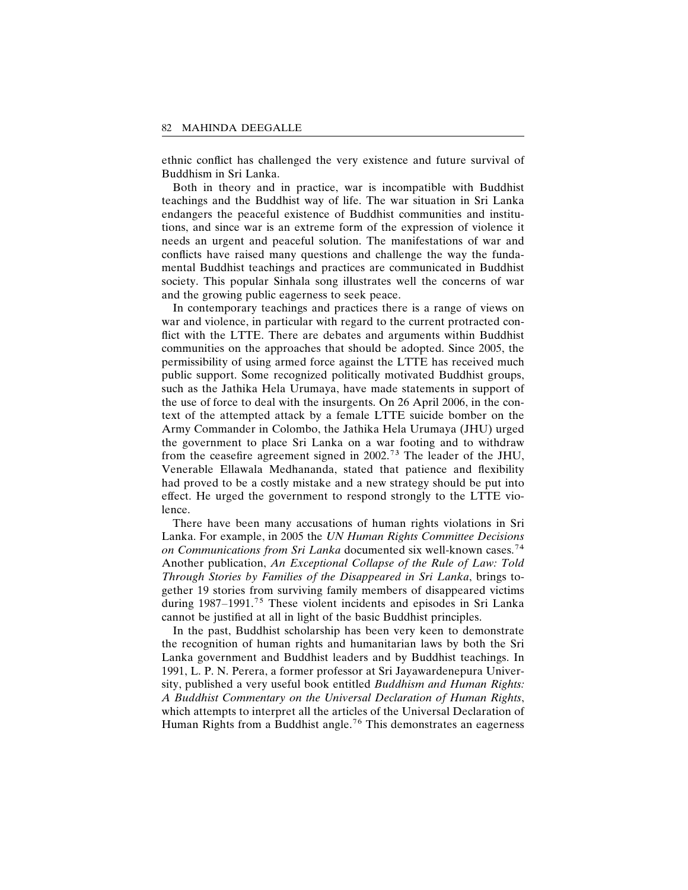ethnic conflict has challenged the very existence and future survival of Buddhism in Sri Lanka.

Both in theory and in practice, war is incompatible with Buddhist teachings and the Buddhist way of life. The war situation in Sri Lanka endangers the peaceful existence of Buddhist communities and institutions, and since war is an extreme form of the expression of violence it needs an urgent and peaceful solution. The manifestations of war and conflicts have raised many questions and challenge the way the fundamental Buddhist teachings and practices are communicated in Buddhist society. This popular Sinhala song illustrates well the concerns of war and the growing public eagerness to seek peace.

In contemporary teachings and practices there is a range of views on war and violence, in particular with regard to the current protracted conflict with the LTTE. There are debates and arguments within Buddhist communities on the approaches that should be adopted. Since 2005, the permissibility of using armed force against the LTTE has received much public support. Some recognized politically motivated Buddhist groups, such as the Jathika Hela Urumaya, have made statements in support of the use of force to deal with the insurgents. On 26 April 2006, in the context of the attempted attack by a female LTTE suicide bomber on the Army Commander in Colombo, the Jathika Hela Urumaya (JHU) urged the government to place Sri Lanka on a war footing and to withdraw from the ceasefire agreement signed in 2002.[73] The leader of the JHU, Venerable Ellawala Medhananda, stated that patience and flexibility had proved to be a costly mistake and a new strategy should be put into effect. He urged the government to respond strongly to the LTTE violence.

There have been many accusations of human rights violations in Sri Lanka. For example, in 2005 the *UN Human Rights Committee Decisions on Communications from Sri Lanka* documented six well-known cases.[74] Another publication, *An Exceptional Collapse of the Rule of Law: Told Through Stories by Families of the Disappeared in Sri Lanka*, brings together 19 stories from surviving family members of disappeared victims during 1987–1991.[75] These violent incidents and episodes in Sri Lanka cannot be justified at all in light of the basic Buddhist principles.

In the past, Buddhist scholarship has been very keen to demonstrate the recognition of human rights and humanitarian laws by both the Sri Lanka government and Buddhist leaders and by Buddhist teachings. In 1991, L. P. N. Perera, a former professor at Sri Jayawardenepura University, published a very useful book entitled *Buddhism and Human Rights: A Buddhist Commentary on the Universal Declaration of Human Rights*, which attempts to interpret all the articles of the Universal Declaration of Human Rights from a Buddhist angle.[76] This demonstrates an eagerness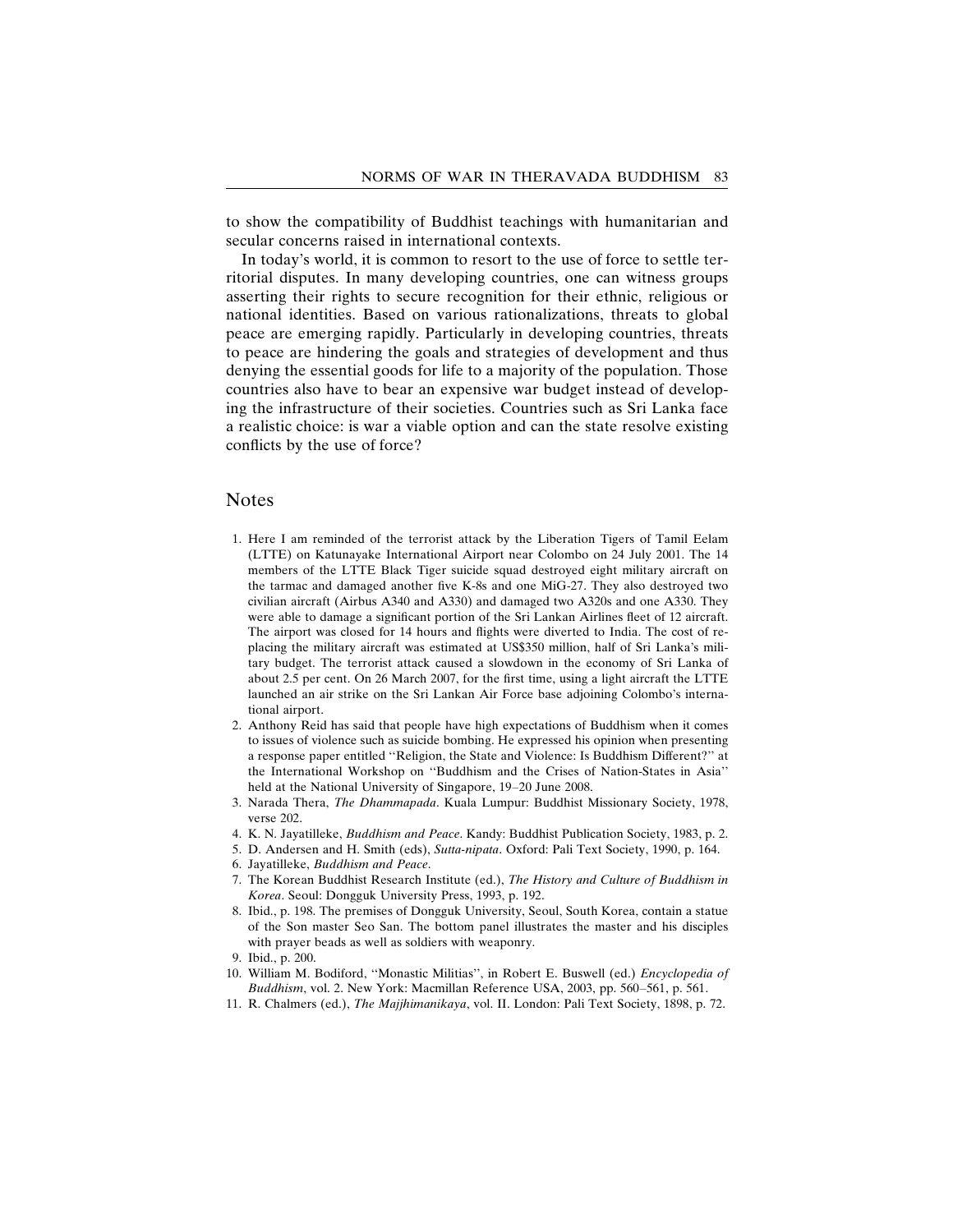to show the compatibility of Buddhist teachings with humanitarian and secular concerns raised in international contexts.

In today's world, it is common to resort to the use of force to settle territorial disputes. In many developing countries, one can witness groups asserting their rights to secure recognition for their ethnic, religious or national identities. Based on various rationalizations, threats to global peace are emerging rapidly. Particularly in developing countries, threats to peace are hindering the goals and strategies of development and thus denying the essential goods for life to a majority of the population. Those countries also have to bear an expensive war budget instead of developing the infrastructure of their societies. Countries such as Sri Lanka face a realistic choice: is war a viable option and can the state resolve existing conflicts by the use of force?

## Notes

1. Here I am reminded of the terrorist attack by the Liberation Tigers of Tamil Eelam (LTTE) on Katunayake International Airport near Colombo on 24 July 2001. The 14 members of the LTTE Black Tiger suicide squad destroyed eight military aircraft on the tarmac and damaged another five K-8s and one MiG-27. They also destroyed two civilian aircraft (Airbus A340 and A330) and damaged two A320s and one A330. They were able to damage a significant portion of the Sri Lankan Airlines fleet of 12 aircraft. The airport was closed for 14 hours and flights were diverted to India. The cost of replacing the military aircraft was estimated at US$350 million, half of Sri Lanka's military budget. The terrorist attack caused a slowdown in the economy of Sri Lanka of about 2.5 per cent. On 26 March 2007, for the first time, using a light aircraft the LTTE launched an air strike on the Sri Lankan Air Force base adjoining Colombo's international airport.
2. Anthony Reid has said that people have high expectations of Buddhism when it comes to issues of violence such as suicide bombing. He expressed his opinion when presenting a response paper entitled "Religion, the State and Violence: Is Buddhism Different?" at the International Workshop on "Buddhism and the Crises of Nation-States in Asia" held at the National University of Singapore, 19–20 June 2008.
3. Narada Thera, *The Dhammapada*. Kuala Lumpur: Buddhist Missionary Society, 1978, verse 202.
4. K. N. Jayatilleke, *Buddhism and Peace*. Kandy: Buddhist Publication Society, 1983, p. 2.
5. D. Andersen and H. Smith (eds), *Sutta-nipata*. Oxford: Pali Text Society, 1990, p. 164.
6. Jayatilleke, *Buddhism and Peace*.
7. The Korean Buddhist Research Institute (ed.), *The History and Culture of Buddhism in Korea*. Seoul: Dongguk University Press, 1993, p. 192.
8. Ibid., p. 198. The premises of Dongguk University, Seoul, South Korea, contain a statue of the Son master Seo San. The bottom panel illustrates the master and his disciples with prayer beads as well as soldiers with weaponry.
9. Ibid., p. 200.
10. William M. Bodiford, "Monastic Militias", in Robert E. Buswell (ed.) *Encyclopedia of Buddhism*, vol. 2. New York: Macmillan Reference USA, 2003, pp. 560–561, p. 561.
11. R. Chalmers (ed.), *The Majjhimanikaya*, vol. II. London: Pali Text Society, 1898, p. 72.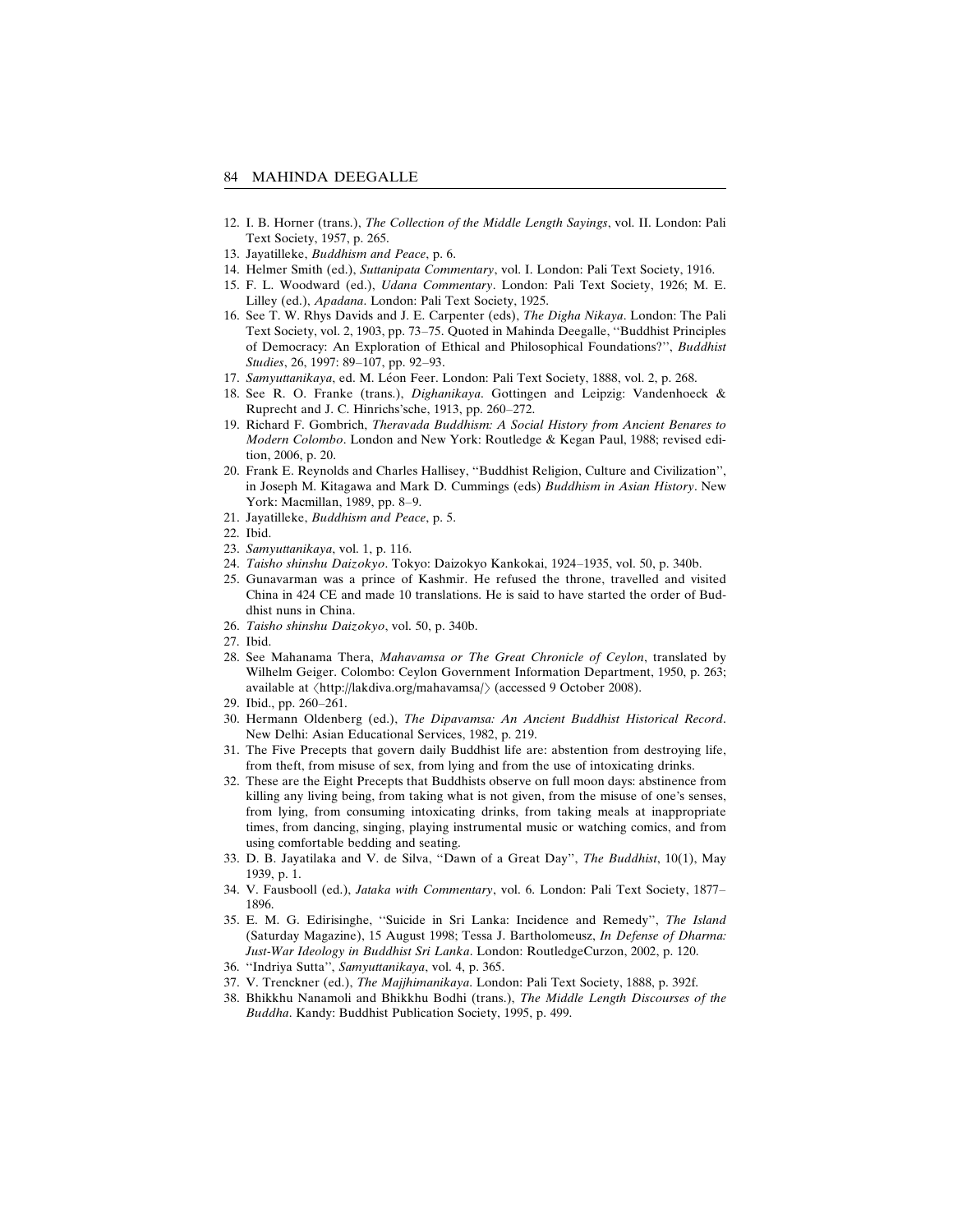12. I. B. Horner (trans.), *The Collection of the Middle Length Sayings*, vol. II. London: Pali Text Society, 1957, p. 265.
13. Jayatilleke, *Buddhism and Peace*, p. 6.
14. Helmer Smith (ed.), *Suttanipata Commentary*, vol. I. London: Pali Text Society, 1916.
15. F. L. Woodward (ed.), *Udana Commentary*. London: Pali Text Society, 1926; M. E. Lilley (ed.), *Apadana*. London: Pali Text Society, 1925.
16. See T. W. Rhys Davids and J. E. Carpenter (eds), *The Digha Nikaya*. London: The Pali Text Society, vol. 2, 1903, pp. 73–75. Quoted in Mahinda Deegalle, "Buddhist Principles of Democracy: An Exploration of Ethical and Philosophical Foundations?", *Buddhist Studies*, 26, 1997: 89–107, pp. 92–93.
17. *Samyuttanikaya*, ed. M. Léon Feer. London: Pali Text Society, 1888, vol. 2, p. 268.
18. See R. O. Franke (trans.), *Dighanikaya*. Gottingen and Leipzig: Vandenhoeck & Ruprecht and J. C. Hinrichs'sche, 1913, pp. 260–272.
19. Richard F. Gombrich, *Theravada Buddhism: A Social History from Ancient Benares to Modern Colombo*. London and New York: Routledge & Kegan Paul, 1988; revised edition, 2006, p. 20.
20. Frank E. Reynolds and Charles Hallisey, "Buddhist Religion, Culture and Civilization", in Joseph M. Kitagawa and Mark D. Cummings (eds) *Buddhism in Asian History*. New York: Macmillan, 1989, pp. 8–9.
21. Jayatilleke, *Buddhism and Peace*, p. 5.
22. Ibid.
23. *Samyuttanikaya*, vol. 1, p. 116.
24. *Taisho shinshu Daizokyo*. Tokyo: Daizokyo Kankokai, 1924–1935, vol. 50, p. 340b.
25. Gunavarman was a prince of Kashmir. He refused the throne, travelled and visited China in 424 CE and made 10 translations. He is said to have started the order of Buddhist nuns in China.
26. *Taisho shinshu Daizokyo*, vol. 50, p. 340b.
27. Ibid.
28. See Mahanama Thera, *Mahavamsa or The Great Chronicle of Ceylon*, translated by Wilhelm Geiger. Colombo: Ceylon Government Information Department, 1950, p. 263; available at ⟨http://lakdiva.org/mahavamsa/⟩ (accessed 9 October 2008).
29. Ibid., pp. 260–261.
30. Hermann Oldenberg (ed.), *The Dipavamsa: An Ancient Buddhist Historical Record*. New Delhi: Asian Educational Services, 1982, p. 219.
31. The Five Precepts that govern daily Buddhist life are: abstention from destroying life, from theft, from misuse of sex, from lying and from the use of intoxicating drinks.
32. These are the Eight Precepts that Buddhists observe on full moon days: abstinence from killing any living being, from taking what is not given, from the misuse of one's senses, from lying, from consuming intoxicating drinks, from taking meals at inappropriate times, from dancing, singing, playing instrumental music or watching comics, and from using comfortable bedding and seating.
33. D. B. Jayatilaka and V. de Silva, "Dawn of a Great Day", *The Buddhist*, 10(1), May 1939, p. 1.
34. V. Fausbooll (ed.), *Jataka with Commentary*, vol. 6. London: Pali Text Society, 1877–1896.
35. E. M. G. Edirisinghe, "Suicide in Sri Lanka: Incidence and Remedy", *The Island* (Saturday Magazine), 15 August 1998; Tessa J. Bartholomeusz, *In Defense of Dharma: Just-War Ideology in Buddhist Sri Lanka*. London: RoutledgeCurzon, 2002, p. 120.
36. "Indriya Sutta", *Samyuttanikaya*, vol. 4, p. 365.
37. V. Trenckner (ed.), *The Majjhimanikaya*. London: Pali Text Society, 1888, p. 392f.
38. Bhikkhu Nanamoli and Bhikkhu Bodhi (trans.), *The Middle Length Discourses of the Buddha*. Kandy: Buddhist Publication Society, 1995, p. 499.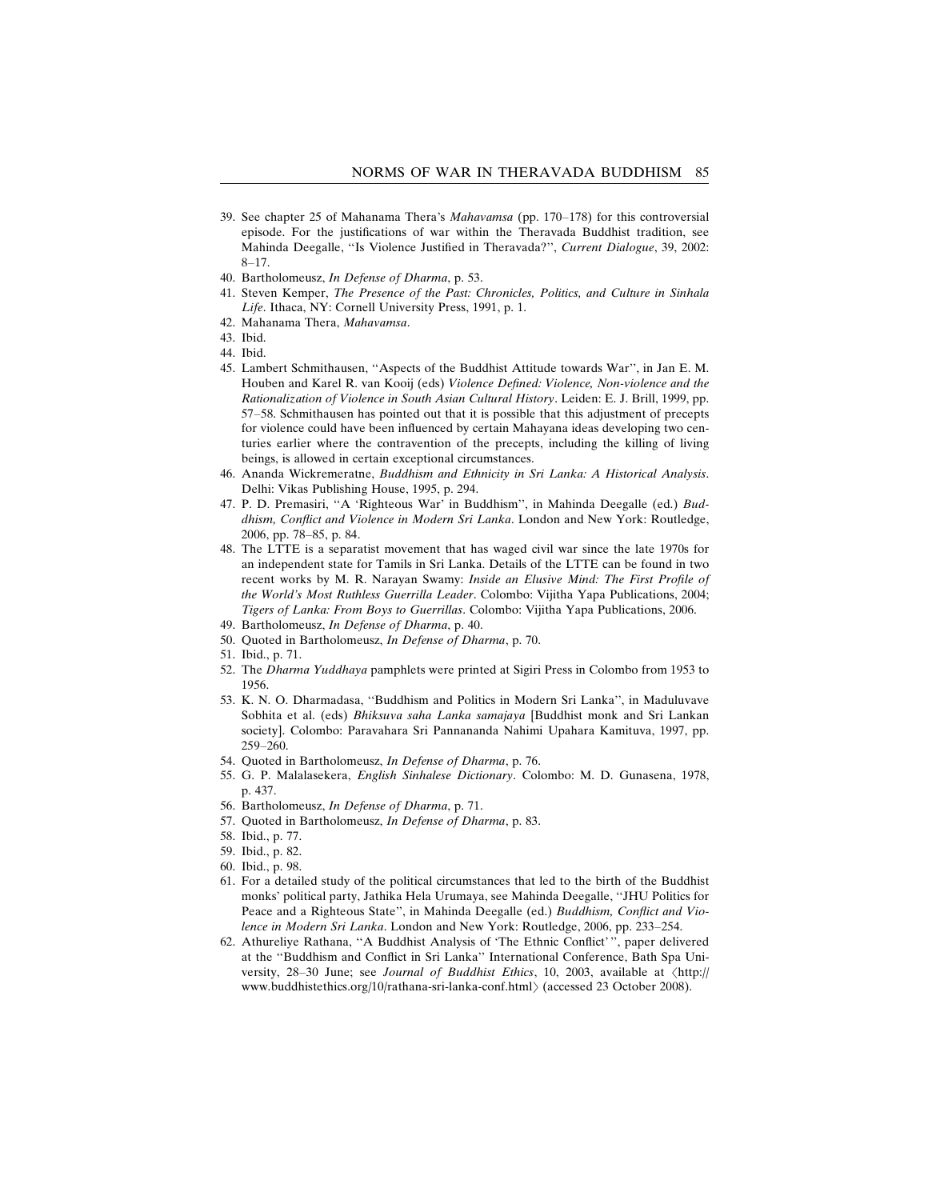39. See chapter 25 of Mahanama Thera's *Mahavamsa* (pp. 170–178) for this controversial episode. For the justifications of war within the Theravada Buddhist tradition, see Mahinda Deegalle, ''Is Violence Justified in Theravada?'', *Current Dialogue*, 39, 2002: 8–17.
40. Bartholomeusz, *In Defense of Dharma*, p. 53.
41. Steven Kemper, *The Presence of the Past: Chronicles, Politics, and Culture in Sinhala Life*. Ithaca, NY: Cornell University Press, 1991, p. 1.
42. Mahanama Thera, *Mahavamsa*.
43. Ibid.
44. Ibid.
45. Lambert Schmithausen, ''Aspects of the Buddhist Attitude towards War'', in Jan E. M. Houben and Karel R. van Kooij (eds) *Violence Defined: Violence, Non-violence and the Rationalization of Violence in South Asian Cultural History*. Leiden: E. J. Brill, 1999, pp. 57–58. Schmithausen has pointed out that it is possible that this adjustment of precepts for violence could have been influenced by certain Mahayana ideas developing two centuries earlier where the contravention of the precepts, including the killing of living beings, is allowed in certain exceptional circumstances.
46. Ananda Wickremeratne, *Buddhism and Ethnicity in Sri Lanka: A Historical Analysis*. Delhi: Vikas Publishing House, 1995, p. 294.
47. P. D. Premasiri, ''A 'Righteous War' in Buddhism'', in Mahinda Deegalle (ed.) *Buddhism, Conflict and Violence in Modern Sri Lanka*. London and New York: Routledge, 2006, pp. 78–85, p. 84.
48. The LTTE is a separatist movement that has waged civil war since the late 1970s for an independent state for Tamils in Sri Lanka. Details of the LTTE can be found in two recent works by M. R. Narayan Swamy: *Inside an Elusive Mind: The First Profile of the World's Most Ruthless Guerrilla Leader*. Colombo: Vijitha Yapa Publications, 2004; *Tigers of Lanka: From Boys to Guerrillas*. Colombo: Vijitha Yapa Publications, 2006.
49. Bartholomeusz, *In Defense of Dharma*, p. 40.
50. Quoted in Bartholomeusz, *In Defense of Dharma*, p. 70.
51. Ibid., p. 71.
52. The *Dharma Yuddhaya* pamphlets were printed at Sigiri Press in Colombo from 1953 to 1956.
53. K. N. O. Dharmadasa, ''Buddhism and Politics in Modern Sri Lanka'', in Maduluvave Sobhita et al. (eds) *Bhiksuva saha Lanka samajaya* [Buddhist monk and Sri Lankan society]. Colombo: Paravahara Sri Pannananda Nahimi Upahara Kamituva, 1997, pp. 259–260.
54. Quoted in Bartholomeusz, *In Defense of Dharma*, p. 76.
55. G. P. Malalasekera, *English Sinhalese Dictionary*. Colombo: M. D. Gunasena, 1978, p. 437.
56. Bartholomeusz, *In Defense of Dharma*, p. 71.
57. Quoted in Bartholomeusz, *In Defense of Dharma*, p. 83.
58. Ibid., p. 77.
59. Ibid., p. 82.
60. Ibid., p. 98.
61. For a detailed study of the political circumstances that led to the birth of the Buddhist monks' political party, Jathika Hela Urumaya, see Mahinda Deegalle, ''JHU Politics for Peace and a Righteous State'', in Mahinda Deegalle (ed.) *Buddhism, Conflict and Violence in Modern Sri Lanka*. London and New York: Routledge, 2006, pp. 233–254.
62. Athureliye Rathana, ''A Buddhist Analysis of 'The Ethnic Conflict' '', paper delivered at the ''Buddhism and Conflict in Sri Lanka'' International Conference, Bath Spa University, 28–30 June; see *Journal of Buddhist Ethics*, 10, 2003, available at ⟨http://www.buddhistethics.org/10/rathana-sri-lanka-conf.html⟩ (accessed 23 October 2008).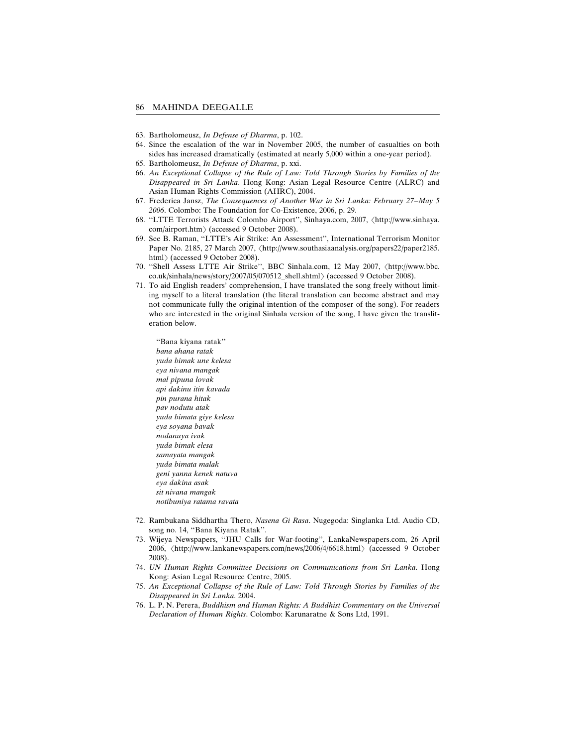63. Bartholomeusz, *In Defense of Dharma*, p. 102.
64. Since the escalation of the war in November 2005, the number of casualties on both sides has increased dramatically (estimated at nearly 5,000 within a one-year period).
65. Bartholomeusz, *In Defense of Dharma*, p. xxi.
66. *An Exceptional Collapse of the Rule of Law: Told Through Stories by Families of the Disappeared in Sri Lanka*. Hong Kong: Asian Legal Resource Centre (ALRC) and Asian Human Rights Commission (AHRC), 2004.
67. Frederica Jansz, *The Consequences of Another War in Sri Lanka: February 27–May 5 2006*. Colombo: The Foundation for Co-Existence, 2006, p. 29.
68. ''LTTE Terrorists Attack Colombo Airport'', Sinhaya.com, 2007, ⟨http://www.sinhaya.com/airport.htm⟩ (accessed 9 October 2008).
69. See B. Raman, ''LTTE's Air Strike: An Assessment'', International Terrorism Monitor Paper No. 2185, 27 March 2007, ⟨http://www.southasiaanalysis.org/papers22/paper2185.html⟩ (accessed 9 October 2008).
70. ''Shell Assess LTTE Air Strike'', BBC Sinhala.com, 12 May 2007, ⟨http://www.bbc.co.uk/sinhala/news/story/2007/05/070512_shell.shtml⟩ (accessed 9 October 2008).
71. To aid English readers' comprehension, I have translated the song freely without limiting myself to a literal translation (the literal translation can become abstract and may not communicate fully the original intention of the composer of the song). For readers who are interested in the original Sinhala version of the song, I have given the transliteration below.

    ''Bana kiyana ratak''
    *bana ahana ratak*
    *yuda bimak une kelesa*
    *eya nivana mangak*
    *mal pipuna lovak*
    *api dakinu itin kavada*
    *pin purana hitak*
    *pav nodutu atak*
    *yuda bimata giye kelesa*
    *eya soyana bavak*
    *nodanuya ivak*
    *yuda bimak elesa*
    *samayata mangak*
    *yuda bimata malak*
    *geni yanna kenek natuva*
    *eya dakina asak*
    *sit nivana mangak*
    *notibuniya ratama ravata*

72. Rambukana Siddhartha Thero, *Nasena Gi Rasa*. Nugegoda: Singlanka Ltd. Audio CD, song no. 14, ''Bana Kiyana Ratak''.
73. Wijeya Newspapers, ''JHU Calls for War-footing'', LankaNewspapers.com, 26 April 2006, ⟨http://www.lankanewspapers.com/news/2006/4/6618.html⟩ (accessed 9 October 2008).
74. *UN Human Rights Committee Decisions on Communications from Sri Lanka*. Hong Kong: Asian Legal Resource Centre, 2005.
75. *An Exceptional Collapse of the Rule of Law: Told Through Stories by Families of the Disappeared in Sri Lanka*. 2004.
76. L. P. N. Perera, *Buddhism and Human Rights: A Buddhist Commentary on the Universal Declaration of Human Rights*. Colombo: Karunaratne & Sons Ltd, 1991.